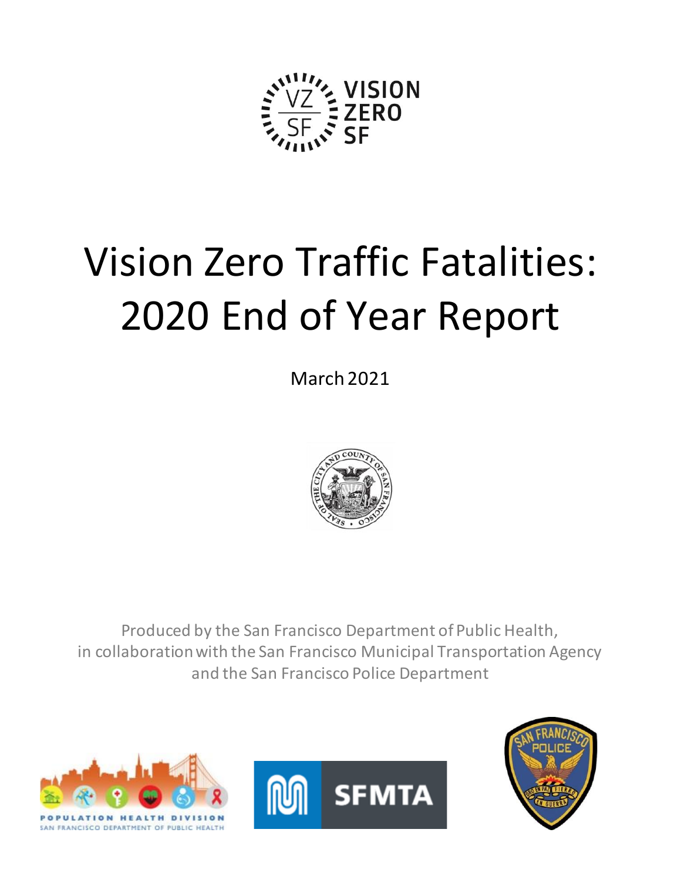# Vision Zero Traffic Fatalities: 2020 End of Year Report

March 2021

Produced by the San Francisco Department of Public Health, in collaboration with the San Francisco Municipal Transportation Agency and the San Francisco Police Department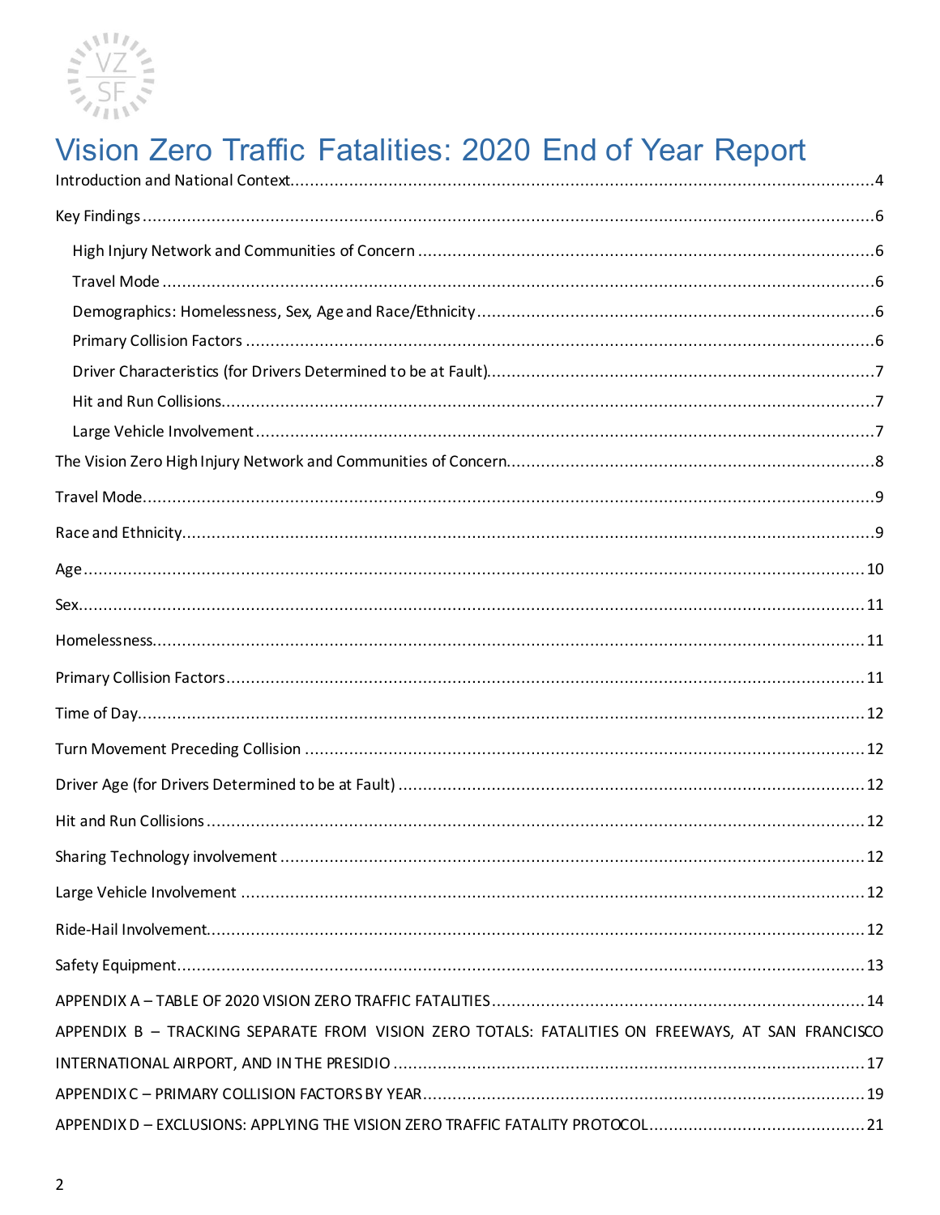# Vision Zero Traffic Fatalities: 2020 End of Year Report

Introduction and National Context....................................................................................................4

Key Findings ....................................................................................................................................6

- High Injury Network and Communities of Concern ......................................................................6
- Travel Mode ...............................................................................................................................6
- Demographics: Homelessness, Sex, Age and Race/Ethnicity ..........................................................6
- Primary Collision Factors ............................................................................................................6
- Driver Characteristics (for Drivers Determined to be at Fault)........................................................7
- Hit and Run Collisions.................................................................................................................7
- Large Vehicle Involvement ..........................................................................................................7

The Vision Zero High Injury Network and Communities of Concern....................................................8

Travel Mode.....................................................................................................................................9

Race and Ethnicity............................................................................................................................9

Age................................................................................................................................................10

Sex.................................................................................................................................................11

Homelessness.................................................................................................................................11

Primary Collision Factors.................................................................................................................11

Time of Day....................................................................................................................................12

Turn Movement Preceding Collision ................................................................................................12

Driver Age (for Drivers Determined to be at Fault) ...........................................................................12

Hit and Run Collisions .....................................................................................................................12

Sharing Technology involvement .....................................................................................................12

Large Vehicle Involvement ...............................................................................................................12

Ride-Hail Involvement......................................................................................................................12

Safety Equipment............................................................................................................................13

APPENDIX A – TABLE OF 2020 VISION ZERO TRAFFIC FATALITIES ..........................................................14

APPENDIX B – TRACKING SEPARATE FROM VISION ZERO TOTALS: FATALITIES ON FREEWAYS, AT SAN FRANCISCO INTERNATIONAL AIRPORT, AND IN THE PRESIDIO .............................................................................17

APPENDIX C – PRIMARY COLLISION FACTORS BY YEAR.........................................................................19

APPENDIX D – EXCLUSIONS: APPLYING THE VISION ZERO TRAFFIC FATALITY PROTOCOL..........................................21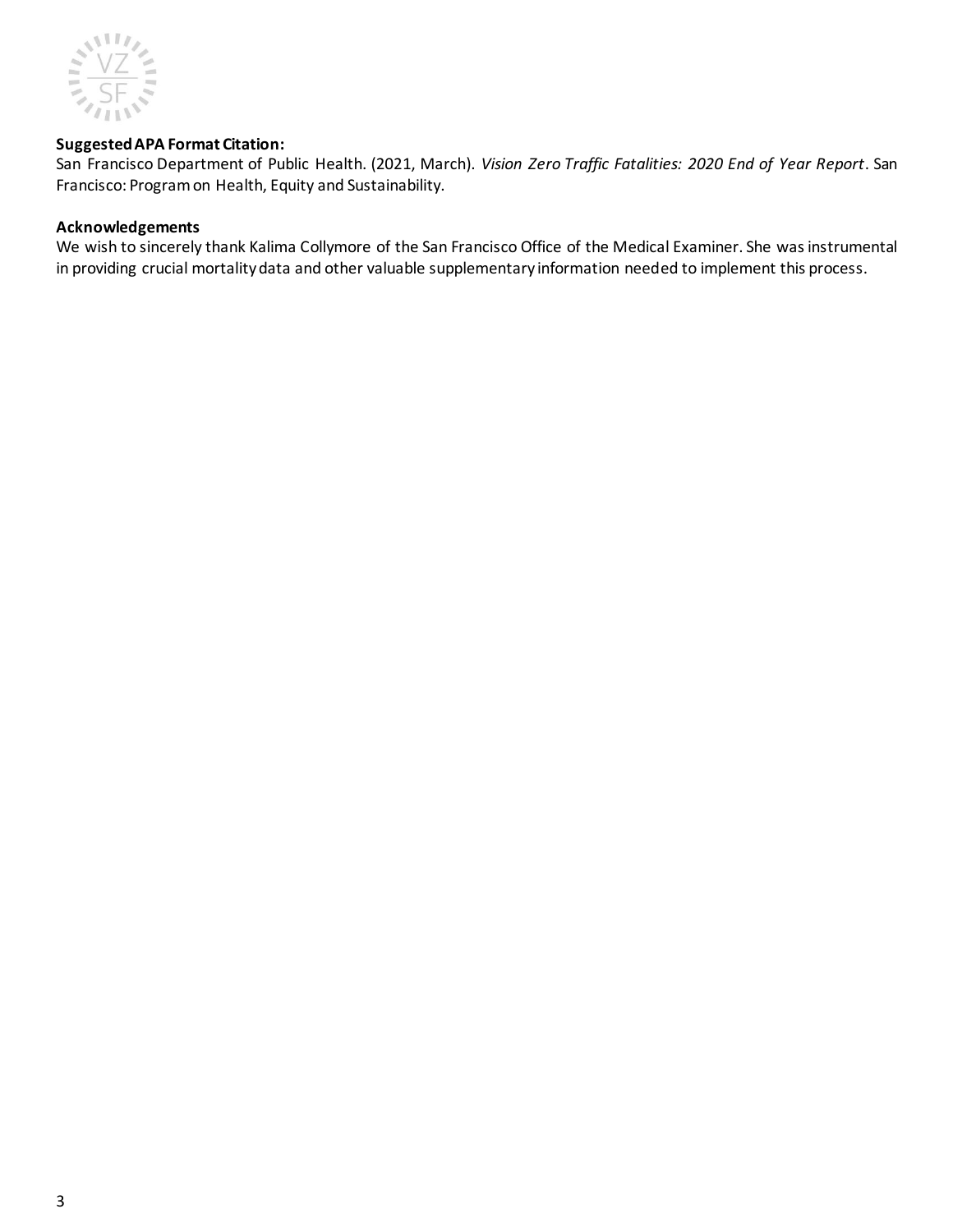**Suggested APA Format Citation:**
San Francisco Department of Public Health. (2021, March). *Vision Zero Traffic Fatalities: 2020 End of Year Report*. San Francisco: Program on Health, Equity and Sustainability.

**Acknowledgements**
We wish to sincerely thank Kalima Collymore of the San Francisco Office of the Medical Examiner. She was instrumental in providing crucial mortality data and other valuable supplementary information needed to implement this process.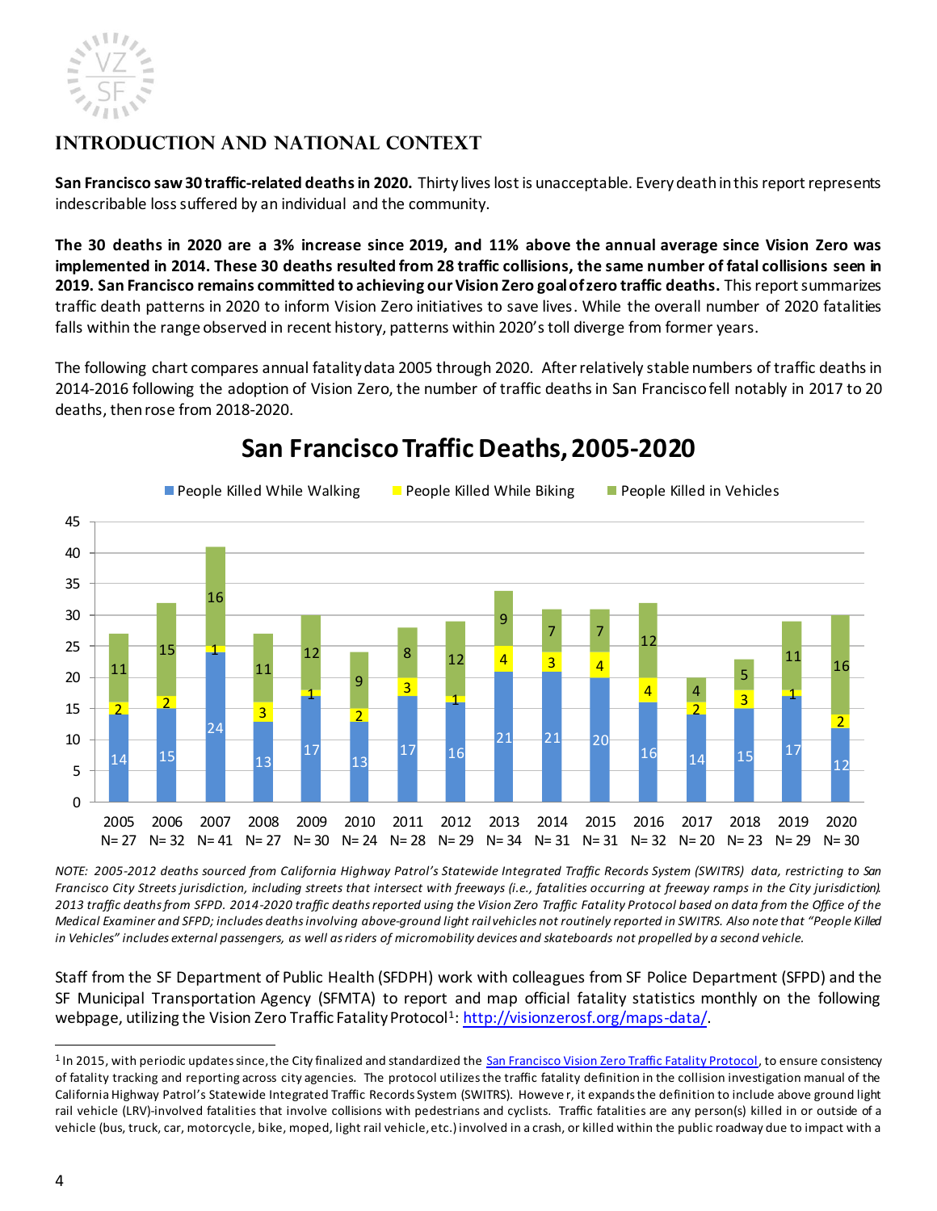## INTRODUCTION AND NATIONAL CONTEXT

**San Francisco saw 30 traffic-related deaths in 2020.** Thirty lives lost is unacceptable. Every death in this report represents indescribable loss suffered by an individual and the community.

**The 30 deaths in 2020 are a 3% increase since 2019, and 11% above the annual average since Vision Zero was implemented in 2014. These 30 deaths resulted from 28 traffic collisions, the same number of fatal collisions seen in 2019. San Francisco remains committed to achieving our Vision Zero goal of zero traffic deaths.** This report summarizes traffic death patterns in 2020 to inform Vision Zero initiatives to save lives. While the overall number of 2020 fatalities falls within the range observed in recent history, patterns within 2020's toll diverge from former years.

The following chart compares annual fatality data 2005 through 2020. After relatively stable numbers of traffic deaths in 2014-2016 following the adoption of Vision Zero, the number of traffic deaths in San Francisco fell notably in 2017 to 20 deaths, then rose from 2018-2020.

**San Francisco Traffic Deaths, 2005-2020**

| Year | People Killed While Walking | People Killed While Biking | People Killed in Vehicles | N |
|---|---|---|---|---|
| 2005 | 14 | 2 | 11 | 27 |
| 2006 | 15 | 2 | 15 | 32 |
| 2007 | 24 | 1 | 16 | 41 |
| 2008 | 13 | 3 | 11 | 27 |
| 2009 | 17 | 1 | 12 | 30 |
| 2010 | 13 | 2 | 9 | 24 |
| 2011 | 17 | 3 | 8 | 28 |
| 2012 | 16 | 1 | 12 | 29 |
| 2013 | 21 | 4 | 9 | 34 |
| 2014 | 21 | 3 | 7 | 31 |
| 2015 | 20 | 4 | 7 | 31 |
| 2016 | 16 | 4 | 12 | 32 |
| 2017 | 14 | 2 | 4 | 20 |
| 2018 | 15 | 3 | 5 | 23 |
| 2019 | 17 | 1 | 11 | 29 |
| 2020 | 12 | 2 | 16 | 30 |

*NOTE: 2005-2012 deaths sourced from California Highway Patrol's Statewide Integrated Traffic Records System (SWITRS) data, restricting to San Francisco City Streets jurisdiction, including streets that intersect with freeways (i.e., fatalities occurring at freeway ramps in the City jurisdiction). 2013 traffic deaths from SFPD. 2014-2020 traffic deaths reported using the Vision Zero Traffic Fatality Protocol based on data from the Office of the Medical Examiner and SFPD; includes deaths involving above-ground light rail vehicles not routinely reported in SWITRS. Also note that "People Killed in Vehicles" includes external passengers, as well as riders of micromobility devices and skateboards not propelled by a second vehicle.*

Staff from the SF Department of Public Health (SFDPH) work with colleagues from SF Police Department (SFPD) and the SF Municipal Transportation Agency (SFMTA) to report and map official fatality statistics monthly on the following webpage, utilizing the Vision Zero Traffic Fatality Protocol[1]: http://visionzerosf.org/maps-data/.

[1] In 2015, with periodic updates since, the City finalized and standardized the San Francisco Vision Zero Traffic Fatality Protocol, to ensure consistency of fatality tracking and reporting across city agencies. The protocol utilizes the traffic fatality definition in the collision investigation manual of the California Highway Patrol's Statewide Integrated Traffic Records System (SWITRS). However, it expands the definition to include above ground light rail vehicle (LRV)-involved fatalities that involve collisions with pedestrians and cyclists. Traffic fatalities are any person(s) killed in or outside of a vehicle (bus, truck, car, motorcycle, bike, moped, light rail vehicle, etc.) involved in a crash, or killed within the public roadway due to impact with a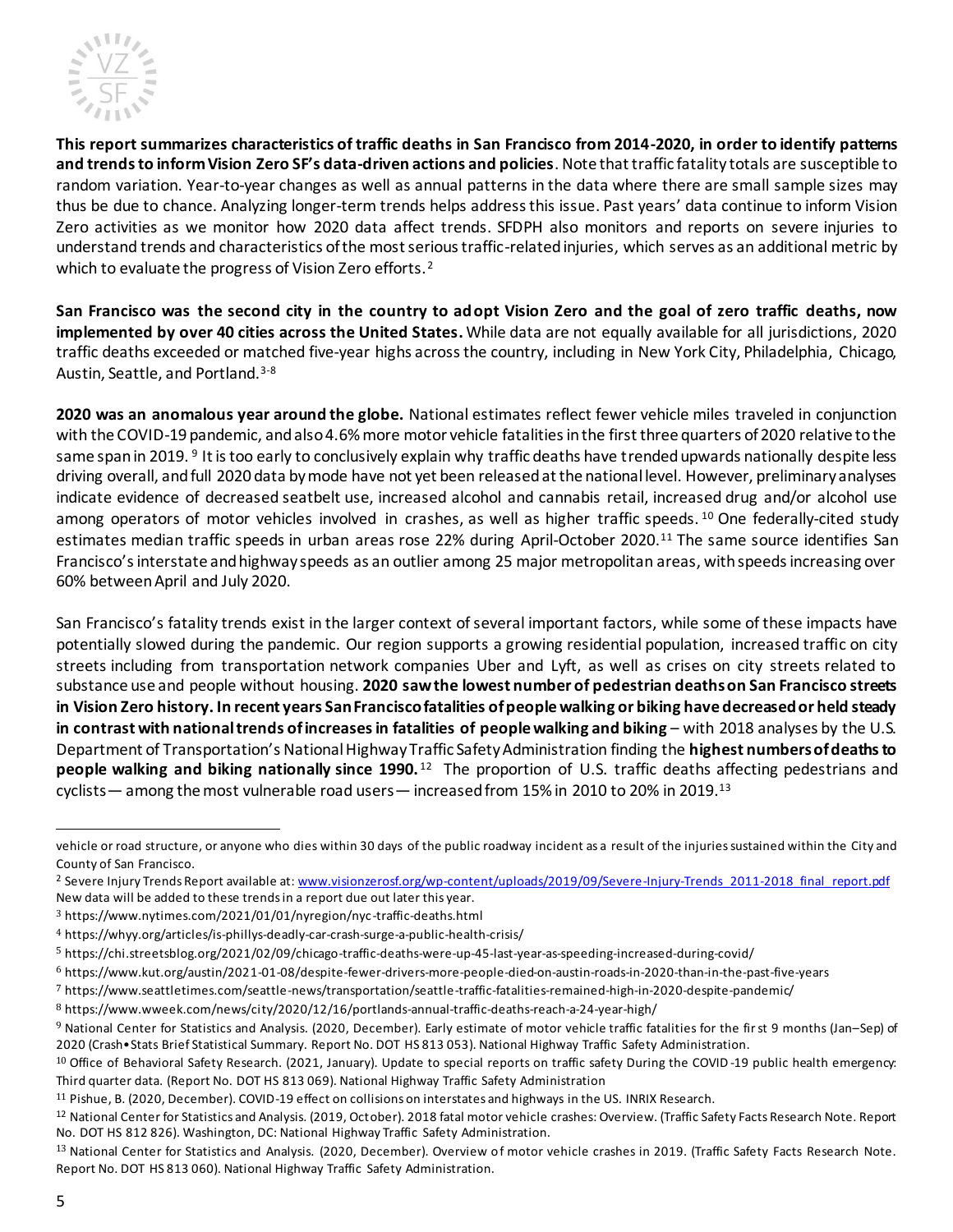**This report summarizes characteristics of traffic deaths in San Francisco from 2014-2020, in order to identify patterns and trends to inform Vision Zero SF's data-driven actions and policies**. Note that traffic fatality totals are susceptible to random variation. Year-to-year changes as well as annual patterns in the data where there are small sample sizes may thus be due to chance. Analyzing longer-term trends helps address this issue. Past years' data continue to inform Vision Zero activities as we monitor how 2020 data affect trends. SFDPH also monitors and reports on severe injuries to understand trends and characteristics of the most serious traffic-related injuries, which serves as an additional metric by which to evaluate the progress of Vision Zero efforts.[2]

**San Francisco was the second city in the country to adopt Vision Zero and the goal of zero traffic deaths, now implemented by over 40 cities across the United States.** While data are not equally available for all jurisdictions, 2020 traffic deaths exceeded or matched five-year highs across the country, including in New York City, Philadelphia, Chicago, Austin, Seattle, and Portland.[3-8]

**2020 was an anomalous year around the globe.** National estimates reflect fewer vehicle miles traveled in conjunction with the COVID-19 pandemic, and also 4.6% more motor vehicle fatalities in the first three quarters of 2020 relative to the same span in 2019.[9] It is too early to conclusively explain why traffic deaths have trended upwards nationally despite less driving overall, and full 2020 data by mode have not yet been released at the national level. However, preliminary analyses indicate evidence of decreased seatbelt use, increased alcohol and cannabis retail, increased drug and/or alcohol use among operators of motor vehicles involved in crashes, as well as higher traffic speeds.[10] One federally-cited study estimates median traffic speeds in urban areas rose 22% during April-October 2020.[11] The same source identifies San Francisco's interstate and highway speeds as an outlier among 25 major metropolitan areas, with speeds increasing over 60% between April and July 2020.

San Francisco's fatality trends exist in the larger context of several important factors, while some of these impacts have potentially slowed during the pandemic. Our region supports a growing residential population, increased traffic on city streets including from transportation network companies Uber and Lyft, as well as crises on city streets related to substance use and people without housing. **2020 saw the lowest number of pedestrian deaths on San Francisco streets in Vision Zero history. In recent years San Francisco fatalities of people walking or biking have decreased or held steady in contrast with national trends of increases in fatalities of people walking and biking** – with 2018 analyses by the U.S. Department of Transportation's National Highway Traffic Safety Administration finding the **highest numbers of deaths to people walking and biking nationally since 1990.**[12] The proportion of U.S. traffic deaths affecting pedestrians and cyclists — among the most vulnerable road users — increased from 15% in 2010 to 20% in 2019.[13]

---

vehicle or road structure, or anyone who dies within 30 days of the public roadway incident as a result of the injuries sustained within the City and County of San Francisco.

[2] Severe Injury Trends Report available at: www.visionzerosf.org/wp-content/uploads/2019/09/Severe-Injury-Trends_2011-2018_final_report.pdf New data will be added to these trends in a report due out later this year.

[3] https://www.nytimes.com/2021/01/01/nyregion/nyc-traffic-deaths.html

[4] https://whyy.org/articles/is-phillys-deadly-car-crash-surge-a-public-health-crisis/

[5] https://chi.streetsblog.org/2021/02/09/chicago-traffic-deaths-were-up-45-last-year-as-speeding-increased-during-covid/

[6] https://www.kut.org/austin/2021-01-08/despite-fewer-drivers-more-people-died-on-austin-roads-in-2020-than-in-the-past-five-years

[7] https://www.seattletimes.com/seattle-news/transportation/seattle-traffic-fatalities-remained-high-in-2020-despite-pandemic/

[8] https://www.wweek.com/news/city/2020/12/16/portlands-annual-traffic-deaths-reach-a-24-year-high/

[9] National Center for Statistics and Analysis. (2020, December). Early estimate of motor vehicle traffic fatalities for the first 9 months (Jan–Sep) of 2020 (Crash•Stats Brief Statistical Summary. Report No. DOT HS 813 053). National Highway Traffic Safety Administration.

[10] Office of Behavioral Safety Research. (2021, January). Update to special reports on traffic safety During the COVID-19 public health emergency: Third quarter data. (Report No. DOT HS 813 069). National Highway Traffic Safety Administration

[11] Pishue, B. (2020, December). COVID-19 effect on collisions on interstates and highways in the US. INRIX Research.

[12] National Center for Statistics and Analysis. (2019, October). 2018 fatal motor vehicle crashes: Overview. (Traffic Safety Facts Research Note. Report No. DOT HS 812 826). Washington, DC: National Highway Traffic Safety Administration.

[13] National Center for Statistics and Analysis. (2020, December). Overview of motor vehicle crashes in 2019. (Traffic Safety Facts Research Note. Report No. DOT HS 813 060). National Highway Traffic Safety Administration.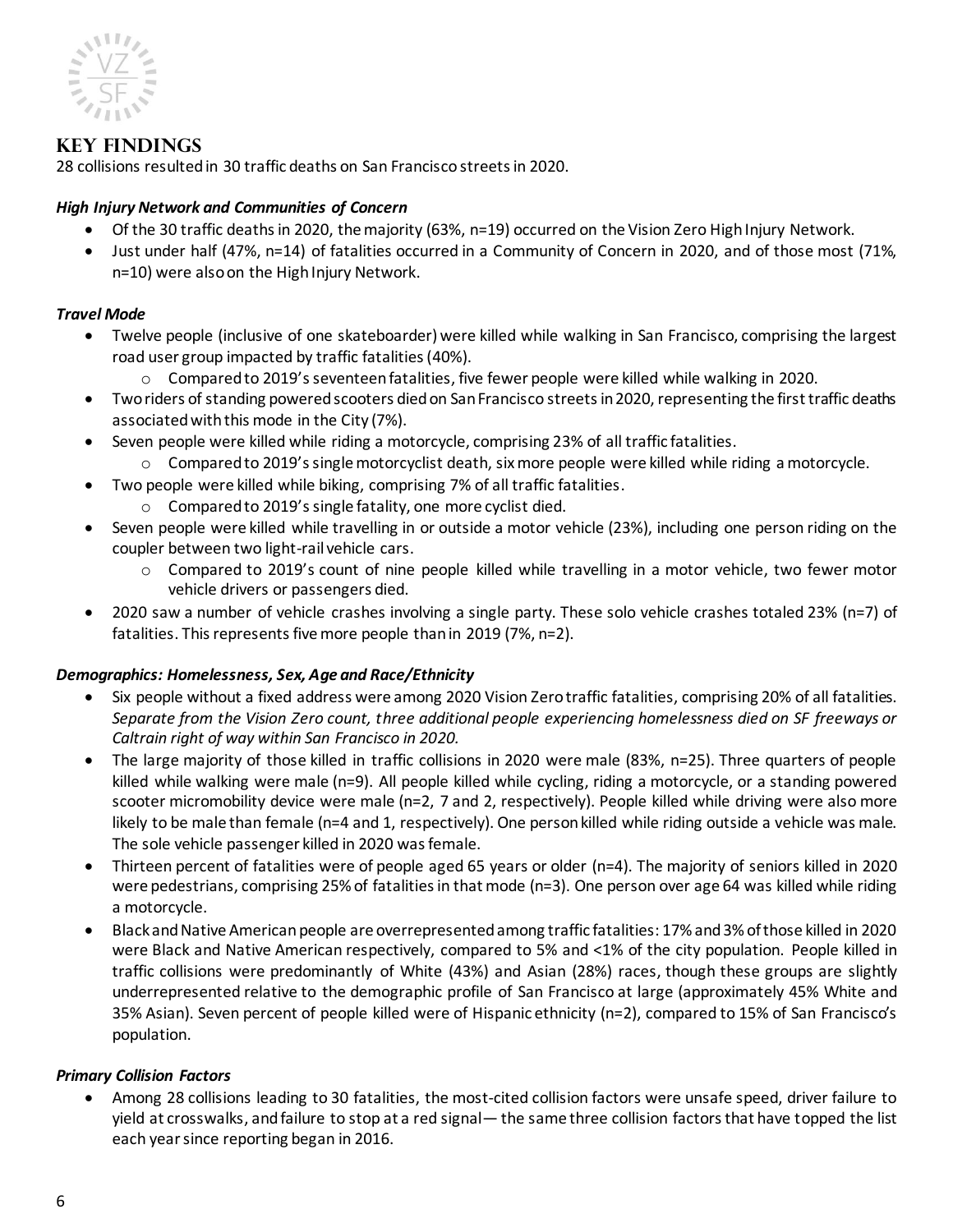## Key Findings

28 collisions resulted in 30 traffic deaths on San Francisco streets in 2020.

### *High Injury Network and Communities of Concern*

- Of the 30 traffic deaths in 2020, the majority (63%, n=19) occurred on the Vision Zero High Injury Network.
- Just under half (47%, n=14) of fatalities occurred in a Community of Concern in 2020, and of those most (71%, n=10) were also on the High Injury Network.

### *Travel Mode*

- Twelve people (inclusive of one skateboarder) were killed while walking in San Francisco, comprising the largest road user group impacted by traffic fatalities (40%).
  - Compared to 2019's seventeen fatalities, five fewer people were killed while walking in 2020.
- Two riders of standing powered scooters died on San Francisco streets in 2020, representing the first traffic deaths associated with this mode in the City (7%).
- Seven people were killed while riding a motorcycle, comprising 23% of all traffic fatalities.
  - Compared to 2019's single motorcyclist death, six more people were killed while riding a motorcycle.
- Two people were killed while biking, comprising 7% of all traffic fatalities.
  - Compared to 2019's single fatality, one more cyclist died.
- Seven people were killed while travelling in or outside a motor vehicle (23%), including one person riding on the coupler between two light-rail vehicle cars.
  - Compared to 2019's count of nine people killed while travelling in a motor vehicle, two fewer motor vehicle drivers or passengers died.
- 2020 saw a number of vehicle crashes involving a single party. These solo vehicle crashes totaled 23% (n=7) of fatalities. This represents five more people than in 2019 (7%, n=2).

### *Demographics: Homelessness, Sex, Age and Race/Ethnicity*

- Six people without a fixed address were among 2020 Vision Zero traffic fatalities, comprising 20% of all fatalities. *Separate from the Vision Zero count, three additional people experiencing homelessness died on SF freeways or Caltrain right of way within San Francisco in 2020.*
- The large majority of those killed in traffic collisions in 2020 were male (83%, n=25). Three quarters of people killed while walking were male (n=9). All people killed while cycling, riding a motorcycle, or a standing powered scooter micromobility device were male (n=2, 7 and 2, respectively). People killed while driving were also more likely to be male than female (n=4 and 1, respectively). One person killed while riding outside a vehicle was male. The sole vehicle passenger killed in 2020 was female.
- Thirteen percent of fatalities were of people aged 65 years or older (n=4). The majority of seniors killed in 2020 were pedestrians, comprising 25% of fatalities in that mode (n=3). One person over age 64 was killed while riding a motorcycle.
- Black and Native American people are overrepresented among traffic fatalities: 17% and 3% of those killed in 2020 were Black and Native American respectively, compared to 5% and <1% of the city population. People killed in traffic collisions were predominantly of White (43%) and Asian (28%) races, though these groups are slightly underrepresented relative to the demographic profile of San Francisco at large (approximately 45% White and 35% Asian). Seven percent of people killed were of Hispanic ethnicity (n=2), compared to 15% of San Francisco's population.

### *Primary Collision Factors*

- Among 28 collisions leading to 30 fatalities, the most-cited collision factors were unsafe speed, driver failure to yield at crosswalks, and failure to stop at a red signal— the same three collision factors that have topped the list each year since reporting began in 2016.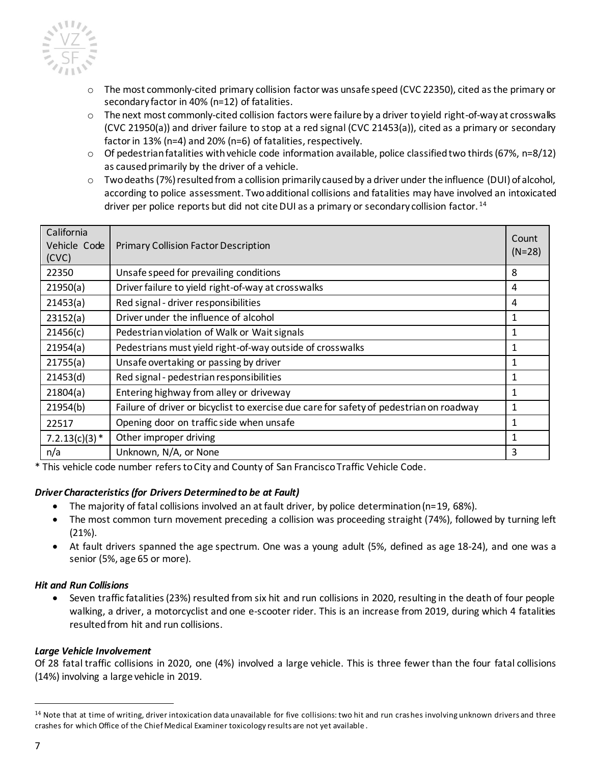- The most commonly-cited primary collision factor was unsafe speed (CVC 22350), cited as the primary or secondary factor in 40% (n=12) of fatalities.
   - The next most commonly-cited collision factors were failure by a driver to yield right-of-way at crosswalks (CVC 21950(a)) and driver failure to stop at a red signal (CVC 21453(a)), cited as a primary or secondary factor in 13% (n=4) and 20% (n=6) of fatalities, respectively.
   - Of pedestrian fatalities with vehicle code information available, police classified two thirds (67%, n=8/12) as caused primarily by the driver of a vehicle.
   - Two deaths (7%) resulted from a collision primarily caused by a driver under the influence (DUI) of alcohol, according to police assessment. Two additional collisions and fatalities may have involved an intoxicated driver per police reports but did not cite DUI as a primary or secondary collision factor.[14]

| California Vehicle Code (CVC) | Primary Collision Factor Description | Count (N=28) |
|---|---|---|
| 22350 | Unsafe speed for prevailing conditions | 8 |
| 21950(a) | Driver failure to yield right-of-way at crosswalks | 4 |
| 21453(a) | Red signal - driver responsibilities | 4 |
| 23152(a) | Driver under the influence of alcohol | 1 |
| 21456(c) | Pedestrian violation of Walk or Wait signals | 1 |
| 21954(a) | Pedestrians must yield right-of-way outside of crosswalks | 1 |
| 21755(a) | Unsafe overtaking or passing by driver | 1 |
| 21453(d) | Red signal - pedestrian responsibilities | 1 |
| 21804(a) | Entering highway from alley or driveway | 1 |
| 21954(b) | Failure of driver or bicyclist to exercise due care for safety of pedestrian on roadway | 1 |
| 22517 | Opening door on traffic side when unsafe | 1 |
| 7.2.13(c)(3) * | Other improper driving | 1 |
| n/a | Unknown, N/A, or None | 3 |

\* This vehicle code number refers to City and County of San Francisco Traffic Vehicle Code.

### *Driver Characteristics (for Drivers Determined to be at Fault)*

- The majority of fatal collisions involved an at fault driver, by police determination (n=19, 68%).
- The most common turn movement preceding a collision was proceeding straight (74%), followed by turning left (21%).
- At fault drivers spanned the age spectrum. One was a young adult (5%, defined as age 18-24), and one was a senior (5%, age 65 or more).

### *Hit and Run Collisions*

- Seven traffic fatalities (23%) resulted from six hit and run collisions in 2020, resulting in the death of four people walking, a driver, a motorcyclist and one e-scooter rider. This is an increase from 2019, during which 4 fatalities resulted from hit and run collisions.

### *Large Vehicle Involvement*

Of 28 fatal traffic collisions in 2020, one (4%) involved a large vehicle. This is three fewer than the four fatal collisions (14%) involving a large vehicle in 2019.

[14] Note that at time of writing, driver intoxication data unavailable for five collisions: two hit and run crashes involving unknown drivers and three crashes for which Office of the Chief Medical Examiner toxicology results are not yet available.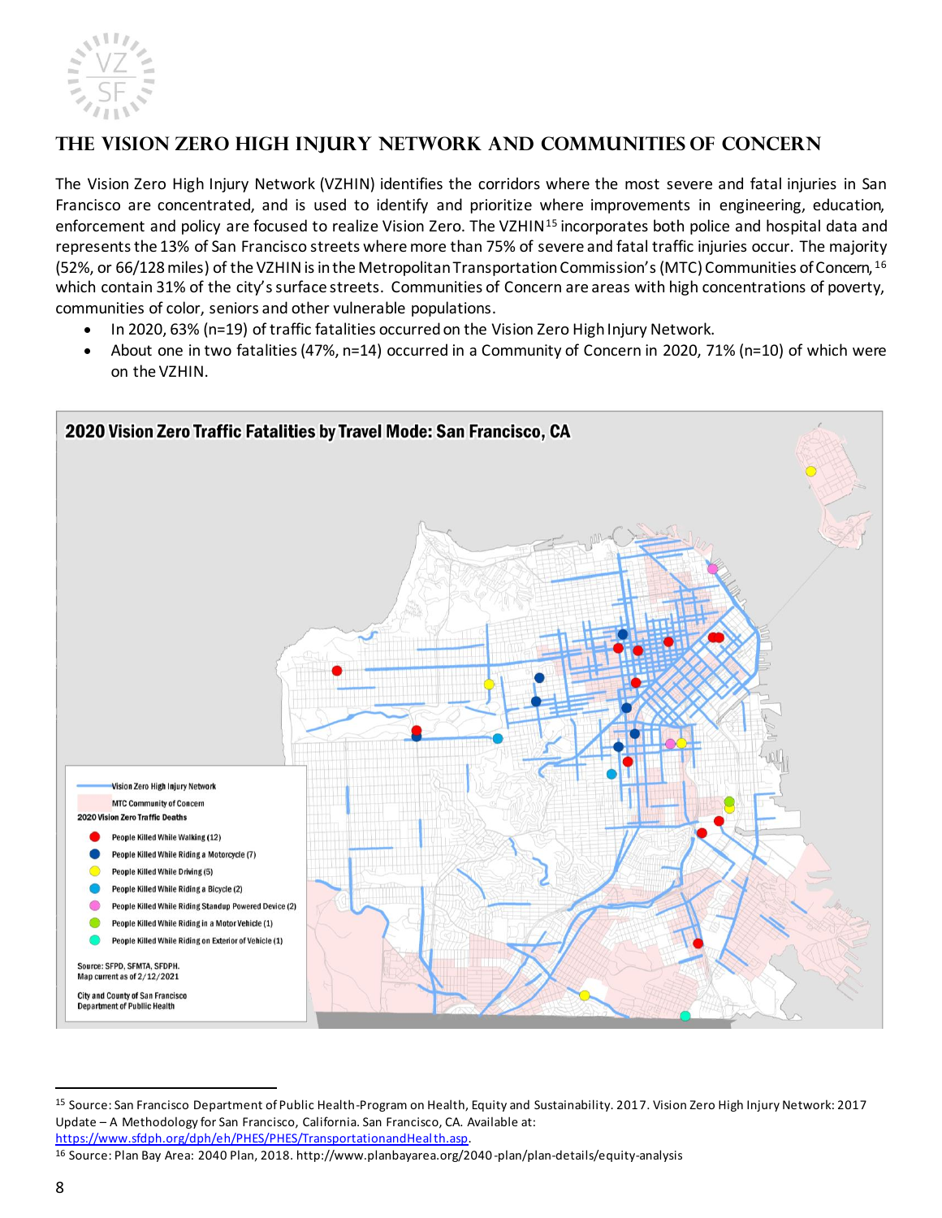## THE VISION ZERO HIGH INJURY NETWORK AND COMMUNITIES OF CONCERN

The Vision Zero High Injury Network (VZHIN) identifies the corridors where the most severe and fatal injuries in San Francisco are concentrated, and is used to identify and prioritize where improvements in engineering, education, enforcement and policy are focused to realize Vision Zero. The VZHIN[15] incorporates both police and hospital data and represents the 13% of San Francisco streets where more than 75% of severe and fatal traffic injuries occur. The majority (52%, or 66/128 miles) of the VZHIN is in the Metropolitan Transportation Commission's (MTC) Communities of Concern,[16] which contain 31% of the city's surface streets. Communities of Concern are areas with high concentrations of poverty, communities of color, seniors and other vulnerable populations.

- In 2020, 63% (n=19) of traffic fatalities occurred on the Vision Zero High Injury Network.
- About one in two fatalities (47%, n=14) occurred in a Community of Concern in 2020, 71% (n=10) of which were on the VZHIN.

**2020 Vision Zero Traffic Fatalities by Travel Mode: San Francisco, CA**

Vision Zero High Injury Network

MTC Community of Concern

2020 Vision Zero Traffic Deaths

- People Killed While Walking (12)
- People Killed While Riding a Motorcycle (7)
- People Killed While Driving (5)
- People Killed While Riding a Bicycle (2)
- People Killed While Riding Standup Powered Device (2)
- People Killed While Riding in a Motor Vehicle (1)
- People Killed While Riding on Exterior of Vehicle (1)

Source: SFPD, SFMTA, SFDPH.
Map current as of 2/12/2021

City and County of San Francisco
Department of Public Health

---

[15] Source: San Francisco Department of Public Health-Program on Health, Equity and Sustainability. 2017. Vision Zero High Injury Network: 2017 Update – A Methodology for San Francisco, California. San Francisco, CA. Available at: https://www.sfdph.org/dph/eh/PHES/PHES/TransportationandHealth.asp.

[16] Source: Plan Bay Area: 2040 Plan, 2018. http://www.planbayarea.org/2040-plan/plan-details/equity-analysis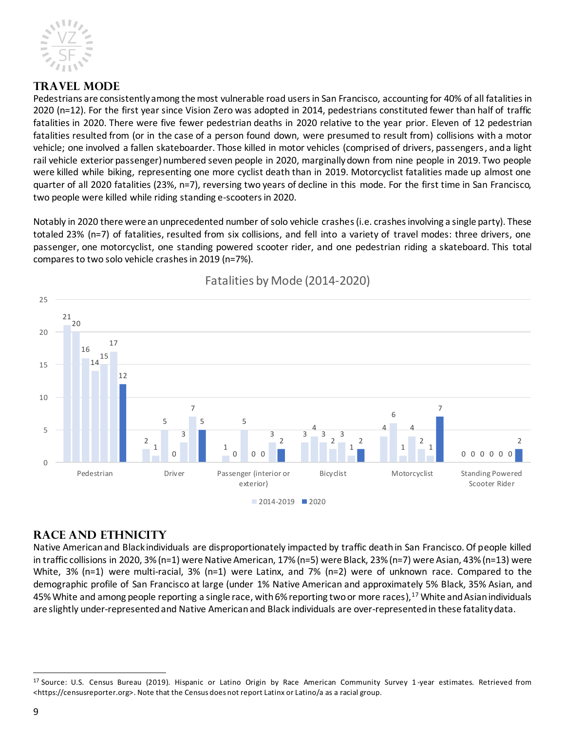## Travel Mode

Pedestrians are consistently among the most vulnerable road users in San Francisco, accounting for 40% of all fatalities in 2020 (n=12). For the first year since Vision Zero was adopted in 2014, pedestrians constituted fewer than half of traffic fatalities in 2020. There were five fewer pedestrian deaths in 2020 relative to the year prior. Eleven of 12 pedestrian fatalities resulted from (or in the case of a person found down, were presumed to result from) collisions with a motor vehicle; one involved a fallen skateboarder. Those killed in motor vehicles (comprised of drivers, passengers, and a light rail vehicle exterior passenger) numbered seven people in 2020, marginally down from nine people in 2019. Two people were killed while biking, representing one more cyclist death than in 2019. Motorcyclist fatalities made up almost one quarter of all 2020 fatalities (23%, n=7), reversing two years of decline in this mode. For the first time in San Francisco, two people were killed while riding standing e-scooters in 2020.

Notably in 2020 there were an unprecedented number of solo vehicle crashes (i.e. crashes involving a single party). These totaled 23% (n=7) of fatalities, resulted from six collisions, and fell into a variety of travel modes: three drivers, one passenger, one motorcyclist, one standing powered scooter rider, and one pedestrian riding a skateboard. This total compares to two solo vehicle crashes in 2019 (n=7%).

**Fatalities by Mode (2014-2020)**

| Mode | 2014 | 2015 | 2016 | 2017 | 2018 | 2019 | 2020 |
|---|---|---|---|---|---|---|---|
| Pedestrian | 21 | 20 | 16 | 14 | 15 | 17 | 12 |
| Driver | 2 | 1 | 5 | 0 | 3 | 7 | 5 |
| Passenger (interior or exterior) | 1 | 0 | 5 | 0 | 0 | 3 | 2 |
| Bicyclist | 3 | 4 | 3 | 2 | 3 | 1 | 2 |
| Motorcyclist | 4 | 6 | 1 | 4 | 2 | 1 | 7 |
| Standing Powered Scooter Rider | 0 | 0 | 0 | 0 | 0 | 0 | 2 |

## Race and Ethnicity

Native American and Black individuals are disproportionately impacted by traffic death in San Francisco. Of people killed in traffic collisions in 2020, 3% (n=1) were Native American, 17% (n=5) were Black, 23% (n=7) were Asian, 43% (n=13) were White, 3% (n=1) were multi-racial, 3% (n=1) were Latinx, and 7% (n=2) were of unknown race. Compared to the demographic profile of San Francisco at large (under 1% Native American and approximately 5% Black, 35% Asian, and 45% White and among people reporting a single race, with 6% reporting two or more races),[17] White and Asian individuals are slightly under-represented and Native American and Black individuals are over-represented in these fatality data.

[17] Source: U.S. Census Bureau (2019). Hispanic or Latino Origin by Race American Community Survey 1-year estimates. Retrieved from <https://censusreporter.org>. Note that the Census does not report Latinx or Latino/a as a racial group.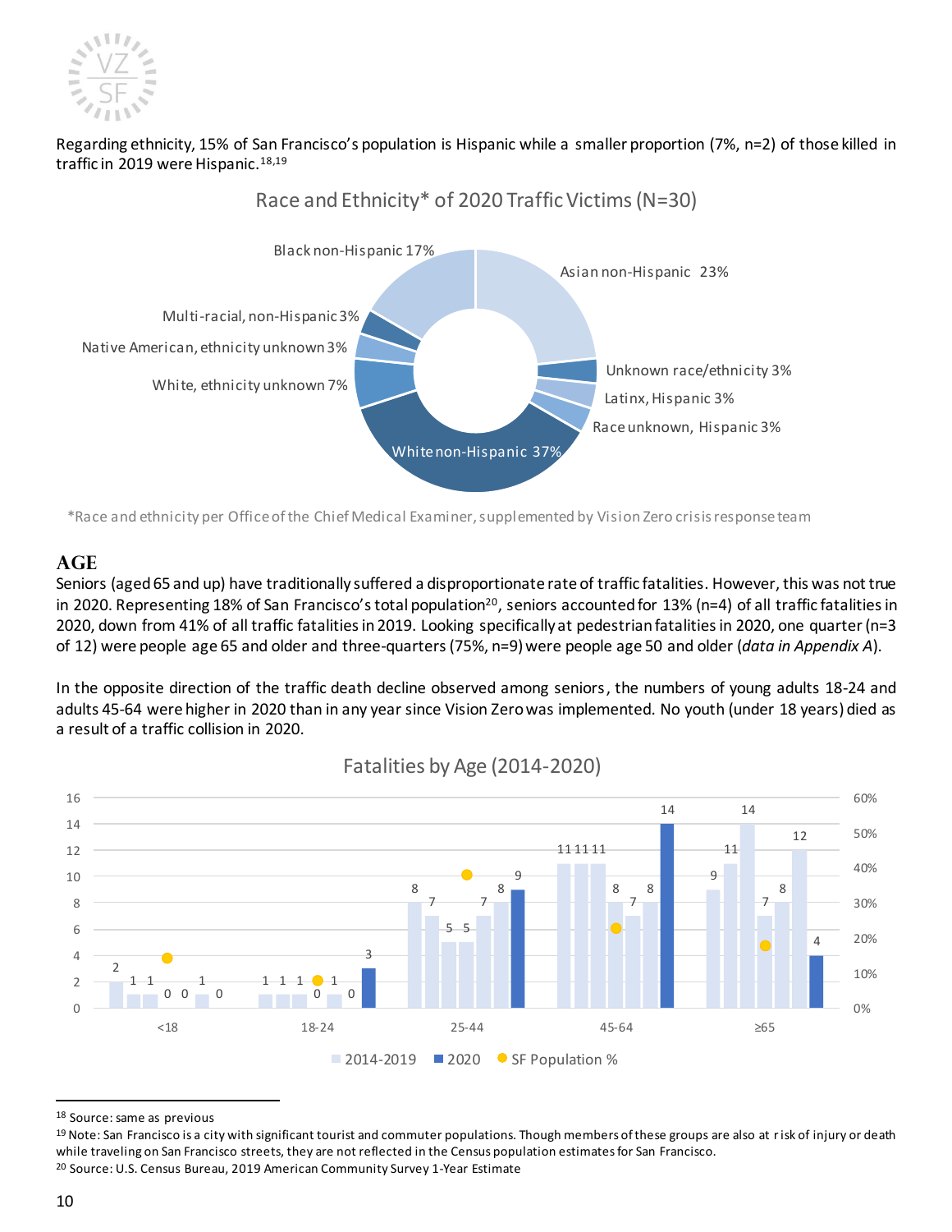Regarding ethnicity, 15% of San Francisco's population is Hispanic while a smaller proportion (7%, n=2) of those killed in traffic in 2019 were Hispanic.[18,19]

Race and Ethnicity* of 2020 Traffic Victims (N=30)

| Race and Ethnicity | Percent |
|---|---|
| Asian non-Hispanic | 23% |
| Unknown race/ethnicity | 3% |
| Latinx, Hispanic | 3% |
| Race unknown, Hispanic | 3% |
| White non-Hispanic | 37% |
| White, ethnicity unknown | 7% |
| Native American, ethnicity unknown | 3% |
| Multi-racial, non-Hispanic | 3% |
| Black non-Hispanic | 17% |

*Race and ethnicity per Office of the Chief Medical Examiner, supplemented by Vision Zero crisis response team

## AGE

Seniors (aged 65 and up) have traditionally suffered a disproportionate rate of traffic fatalities. However, this was not true in 2020. Representing 18% of San Francisco's total population[20], seniors accounted for 13% (n=4) of all traffic fatalities in 2020, down from 41% of all traffic fatalities in 2019. Looking specifically at pedestrian fatalities in 2020, one quarter (n=3 of 12) were people age 65 and older and three-quarters (75%, n=9) were people age 50 and older (*data in Appendix A*).

In the opposite direction of the traffic death decline observed among seniors, the numbers of young adults 18-24 and adults 45-64 were higher in 2020 than in any year since Vision Zero was implemented. No youth (under 18 years) died as a result of a traffic collision in 2020.

Fatalities by Age (2014-2020)

| Age | 2014 | 2015 | 2016 | 2017 | 2018 | 2019 | 2020 |
|---|---|---|---|---|---|---|---|
| <18 | 2 | 1 | 1 | 0 | 0 | 1 | 0 |
| 18-24 | 1 | 1 | 1 | 0 | 1 | 0 | 3 |
| 25-44 | 8 | 7 | 5 | 5 | 7 | 8 | 9 |
| 45-64 | 11 | 11 | 11 | 8 | 7 | 8 | 14 |
| ≥65 | 9 | 11 | 14 | 7 | 8 | 12 | 4 |

2014-2019 ■ 2020 ● SF Population %

[18] Source: same as previous

[19] Note: San Francisco is a city with significant tourist and commuter populations. Though members of these groups are also at risk of injury or death while traveling on San Francisco streets, they are not reflected in the Census population estimates for San Francisco.

[20] Source: U.S. Census Bureau, 2019 American Community Survey 1-Year Estimate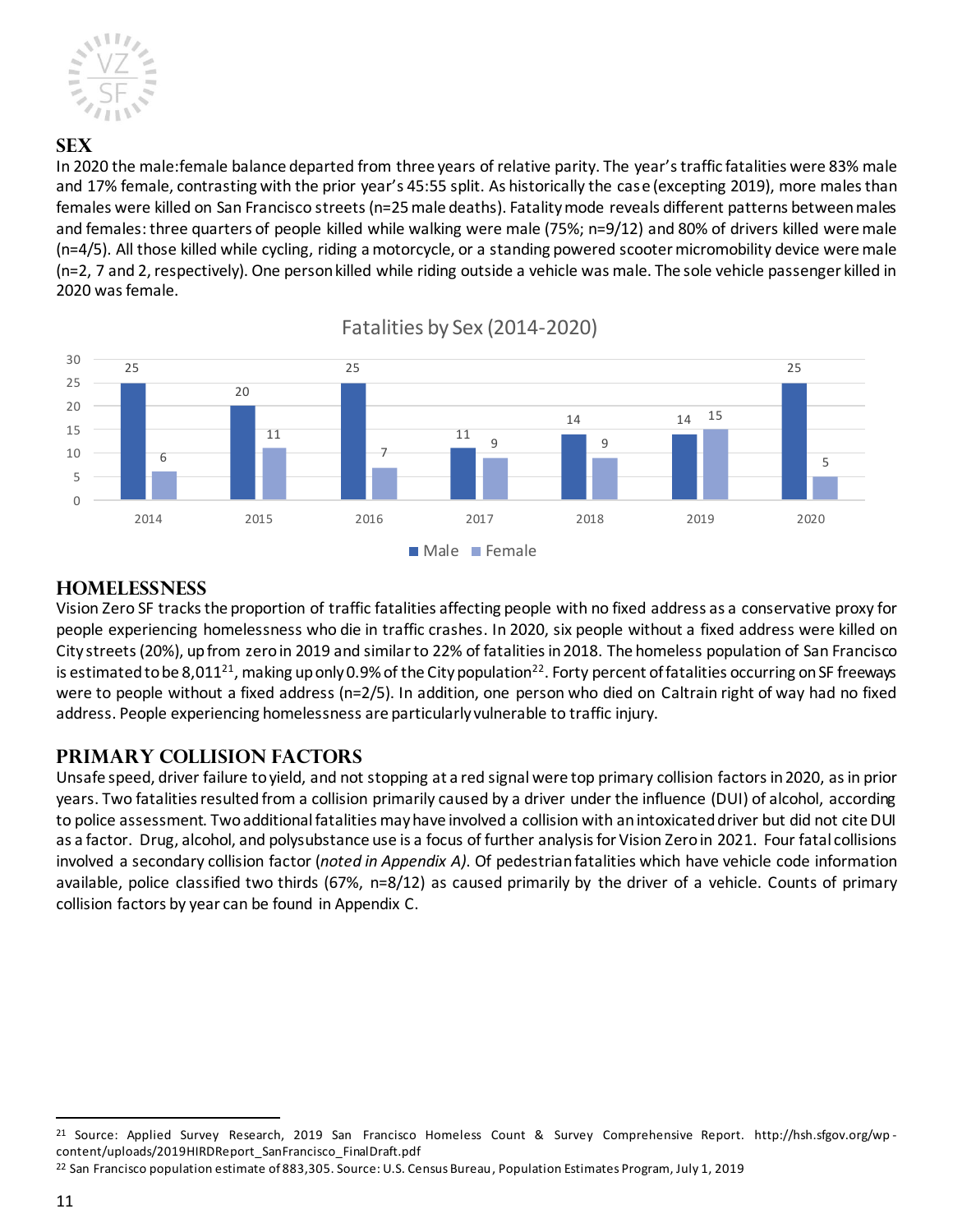## SEX

In 2020 the male:female balance departed from three years of relative parity. The year's traffic fatalities were 83% male and 17% female, contrasting with the prior year's 45:55 split. As historically the case (excepting 2019), more males than females were killed on San Francisco streets (n=25 male deaths). Fatality mode reveals different patterns between males and females: three quarters of people killed while walking were male (75%; n=9/12) and 80% of drivers killed were male (n=4/5). All those killed while cycling, riding a motorcycle, or a standing powered scooter micromobility device were male (n=2, 7 and 2, respectively). One person killed while riding outside a vehicle was male. The sole vehicle passenger killed in 2020 was female.

**Fatalities by Sex (2014-2020)**

| Year | Male | Female |
|---|---|---|
| 2014 | 25 | 6 |
| 2015 | 20 | 11 |
| 2016 | 25 | 7 |
| 2017 | 11 | 9 |
| 2018 | 14 | 9 |
| 2019 | 14 | 15 |
| 2020 | 25 | 5 |

## HOMELESSNESS

Vision Zero SF tracks the proportion of traffic fatalities affecting people with no fixed address as a conservative proxy for people experiencing homelessness who die in traffic crashes. In 2020, six people without a fixed address were killed on City streets (20%), up from zero in 2019 and similar to 22% of fatalities in 2018. The homeless population of San Francisco is estimated to be 8,011[21], making up only 0.9% of the City population[22]. Forty percent of fatalities occurring on SF freeways were to people without a fixed address (n=2/5). In addition, one person who died on Caltrain right of way had no fixed address. People experiencing homelessness are particularly vulnerable to traffic injury.

## PRIMARY COLLISION FACTORS

Unsafe speed, driver failure to yield, and not stopping at a red signal were top primary collision factors in 2020, as in prior years. Two fatalities resulted from a collision primarily caused by a driver under the influence (DUI) of alcohol, according to police assessment. Two additional fatalities may have involved a collision with an intoxicated driver but did not cite DUI as a factor. Drug, alcohol, and polysubstance use is a focus of further analysis for Vision Zero in 2021. Four fatal collisions involved a secondary collision factor (*noted in Appendix A)*. Of pedestrian fatalities which have vehicle code information available, police classified two thirds (67%, n=8/12) as caused primarily by the driver of a vehicle. Counts of primary collision factors by year can be found in Appendix C.

---

[21] Source: Applied Survey Research, 2019 San Francisco Homeless Count & Survey Comprehensive Report. http://hsh.sfgov.org/wp-content/uploads/2019HIRDReport_SanFrancisco_FinalDraft.pdf

[22] San Francisco population estimate of 883,305. Source: U.S. Census Bureau, Population Estimates Program, July 1, 2019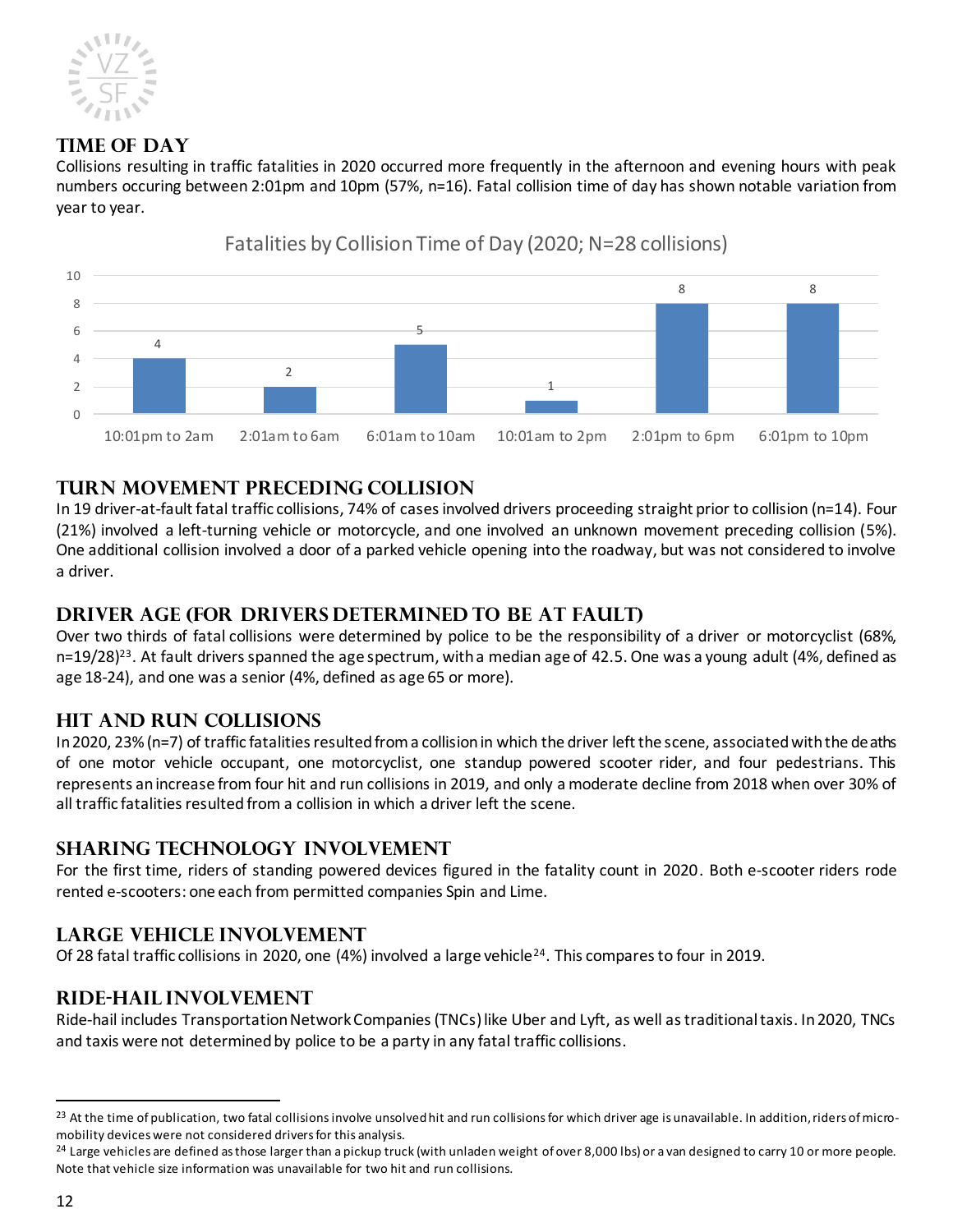## TIME OF DAY

Collisions resulting in traffic fatalities in 2020 occurred more frequently in the afternoon and evening hours with peak numbers occuring between 2:01pm and 10pm (57%, n=16). Fatal collision time of day has shown notable variation from year to year.

Fatalities by Collision Time of Day (2020; N=28 collisions)

| Time of Day | Fatalities |
|---|---|
| 10:01pm to 2am | 4 |
| 2:01am to 6am | 2 |
| 6:01am to 10am | 5 |
| 10:01am to 2pm | 1 |
| 2:01pm to 6pm | 8 |
| 6:01pm to 10pm | 8 |

## TURN MOVEMENT PRECEDING COLLISION

In 19 driver-at-fault fatal traffic collisions, 74% of cases involved drivers proceeding straight prior to collision (n=14). Four (21%) involved a left-turning vehicle or motorcycle, and one involved an unknown movement preceding collision (5%). One additional collision involved a door of a parked vehicle opening into the roadway, but was not considered to involve a driver.

## DRIVER AGE (FOR DRIVERS DETERMINED TO BE AT FAULT)

Over two thirds of fatal collisions were determined by police to be the responsibility of a driver or motorcyclist (68%, n=19/28)[23]. At fault drivers spanned the age spectrum, with a median age of 42.5. One was a young adult (4%, defined as age 18-24), and one was a senior (4%, defined as age 65 or more).

## HIT AND RUN COLLISIONS

In 2020, 23% (n=7) of traffic fatalities resulted from a collision in which the driver left the scene, associated with the deaths of one motor vehicle occupant, one motorcyclist, one standup powered scooter rider, and four pedestrians. This represents an increase from four hit and run collisions in 2019, and only a moderate decline from 2018 when over 30% of all traffic fatalities resulted from a collision in which a driver left the scene.

## SHARING TECHNOLOGY INVOLVEMENT

For the first time, riders of standing powered devices figured in the fatality count in 2020. Both e-scooter riders rode rented e-scooters: one each from permitted companies Spin and Lime.

## LARGE VEHICLE INVOLVEMENT

Of 28 fatal traffic collisions in 2020, one (4%) involved a large vehicle[24]. This compares to four in 2019.

## RIDE-HAIL INVOLVEMENT

Ride-hail includes Transportation Network Companies (TNCs) like Uber and Lyft, as well as traditional taxis. In 2020, TNCs and taxis were not determined by police to be a party in any fatal traffic collisions.

---

[23] At the time of publication, two fatal collisions involve unsolved hit and run collisions for which driver age is unavailable. In addition, riders of micro-mobility devices were not considered drivers for this analysis.

[24] Large vehicles are defined as those larger than a pickup truck (with unladen weight of over 8,000 lbs) or a van designed to carry 10 or more people. Note that vehicle size information was unavailable for two hit and run collisions.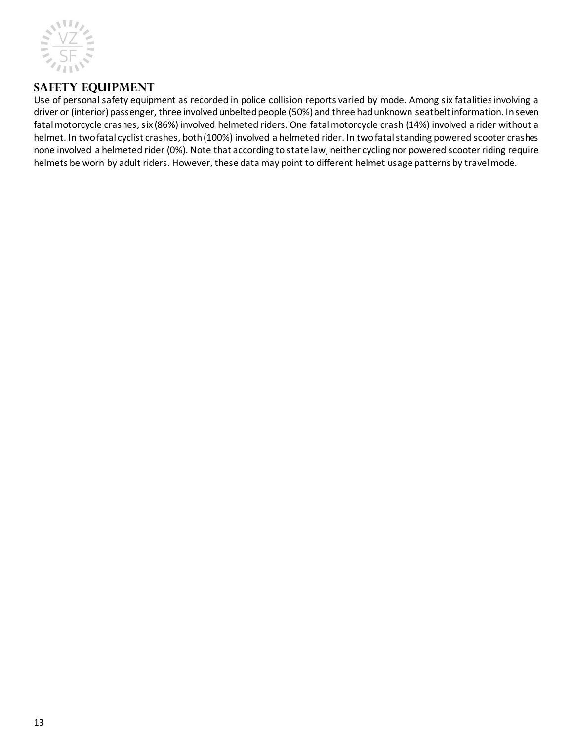## Safety Equipment

Use of personal safety equipment as recorded in police collision reports varied by mode. Among six fatalities involving a driver or (interior) passenger, three involved unbelted people (50%) and three had unknown seatbelt information. In seven fatal motorcycle crashes, six (86%) involved helmeted riders. One fatal motorcycle crash (14%) involved a rider without a helmet. In two fatal cyclist crashes, both (100%) involved a helmeted rider. In two fatal standing powered scooter crashes none involved a helmeted rider (0%). Note that according to state law, neither cycling nor powered scooter riding require helmets be worn by adult riders. However, these data may point to different helmet usage patterns by travel mode.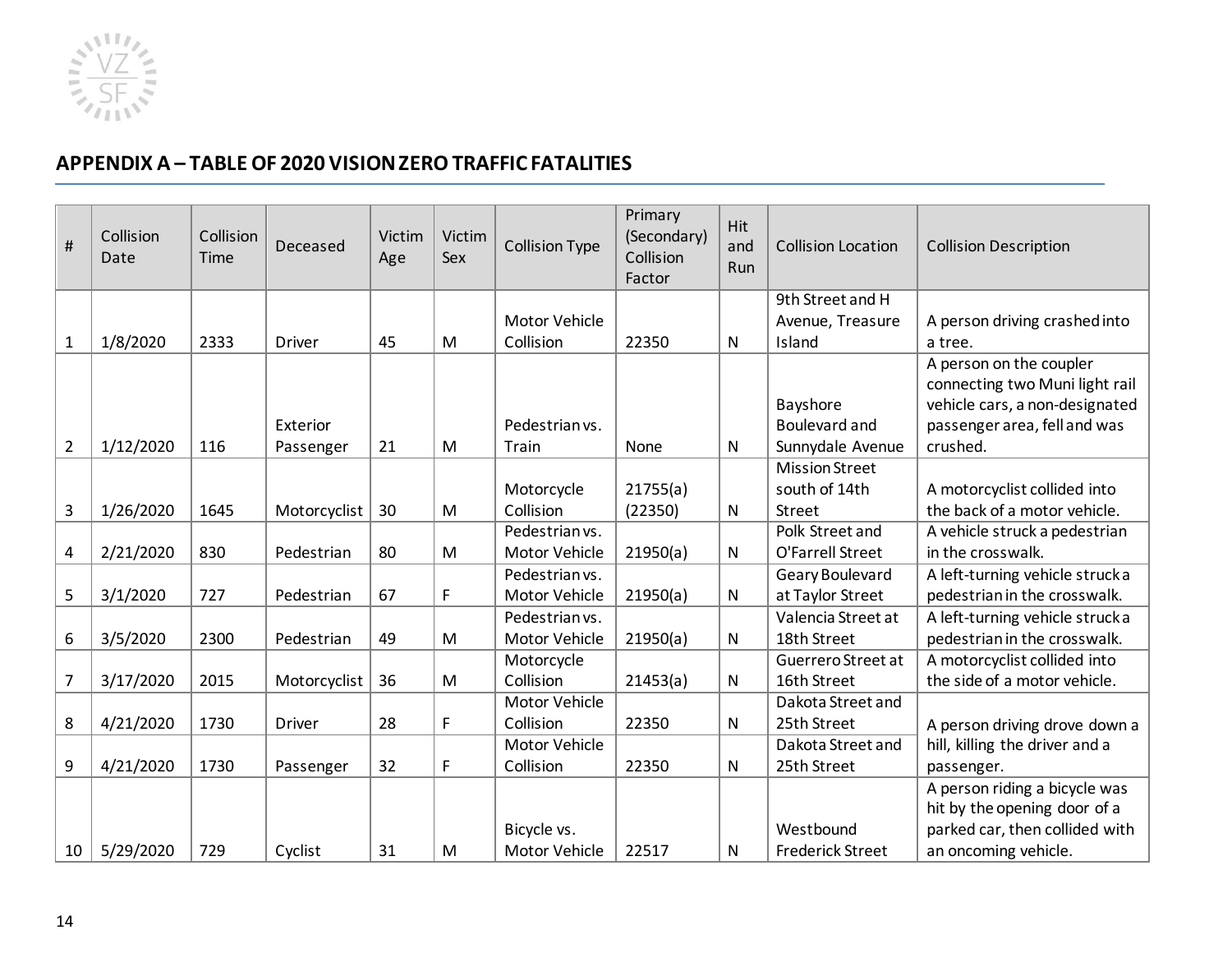## APPENDIX A – TABLE OF 2020 VISION ZERO TRAFFIC FATALITIES

| # | Collision Date | Collision Time | Deceased | Victim Age | Victim Sex | Collision Type | Primary (Secondary) Collision Factor | Hit and Run | Collision Location | Collision Description |
|---|---|---|---|---|---|---|---|---|---|---|
| 1 | 1/8/2020 | 2333 | Driver | 45 | M | Motor Vehicle Collision | 22350 | N | 9th Street and H Avenue, Treasure Island | A person driving crashed into a tree. |
| 2 | 1/12/2020 | 116 | Exterior Passenger | 21 | M | Pedestrian vs. Train | None | N | Bayshore Boulevard and Sunnydale Avenue | A person on the coupler connecting two Muni light rail vehicle cars, a non-designated passenger area, fell and was crushed. |
| 3 | 1/26/2020 | 1645 | Motorcyclist | 30 | M | Motorcycle Collision | 21755(a) (22350) | N | Mission Street south of 14th Street | A motorcyclist collided into the back of a motor vehicle. |
| 4 | 2/21/2020 | 830 | Pedestrian | 80 | M | Pedestrian vs. Motor Vehicle | 21950(a) | N | Polk Street and O'Farrell Street | A vehicle struck a pedestrian in the crosswalk. |
| 5 | 3/1/2020 | 727 | Pedestrian | 67 | F | Pedestrian vs. Motor Vehicle | 21950(a) | N | Geary Boulevard at Taylor Street | A left-turning vehicle struck a pedestrian in the crosswalk. |
| 6 | 3/5/2020 | 2300 | Pedestrian | 49 | M | Pedestrian vs. Motor Vehicle | 21950(a) | N | Valencia Street at 18th Street | A left-turning vehicle struck a pedestrian in the crosswalk. |
| 7 | 3/17/2020 | 2015 | Motorcyclist | 36 | M | Motorcycle Collision | 21453(a) | N | Guerrero Street at 16th Street | A motorcyclist collided into the side of a motor vehicle. |
| 8 | 4/21/2020 | 1730 | Driver | 28 | F | Motor Vehicle Collision | 22350 | N | Dakota Street and 25th Street | A person driving drove down a hill, killing the driver and a passenger. |
| 9 | 4/21/2020 | 1730 | Passenger | 32 | F | Motor Vehicle Collision | 22350 | N | Dakota Street and 25th Street | |
| 10 | 5/29/2020 | 729 | Cyclist | 31 | M | Bicycle vs. Motor Vehicle | 22517 | N | Westbound Frederick Street | A person riding a bicycle was hit by the opening door of a parked car, then collided with an oncoming vehicle. |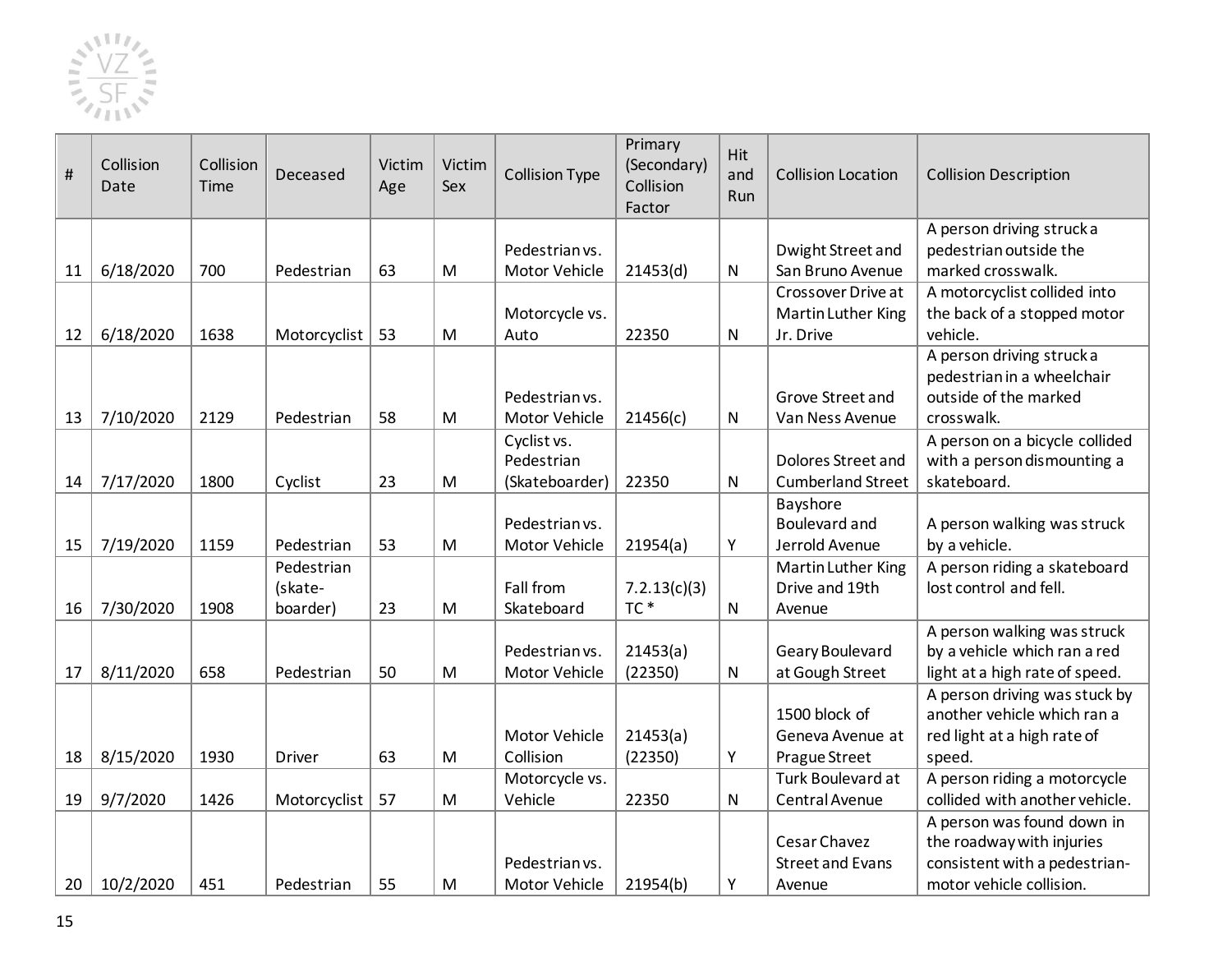| # | Collision Date | Collision Time | Deceased | Victim Age | Victim Sex | Collision Type | Primary (Secondary) Collision Factor | Hit and Run | Collision Location | Collision Description |
|---|---|---|---|---|---|---|---|---|---|---|
| 11 | 6/18/2020 | 700 | Pedestrian | 63 | M | Pedestrian vs. Motor Vehicle | 21453(d) | N | Dwight Street and San Bruno Avenue | A person driving struck a pedestrian outside the marked crosswalk. |
| 12 | 6/18/2020 | 1638 | Motorcyclist | 53 | M | Motorcycle vs. Auto | 22350 | N | Crossover Drive at Martin Luther King Jr. Drive | A motorcyclist collided into the back of a stopped motor vehicle. |
| 13 | 7/10/2020 | 2129 | Pedestrian | 58 | M | Pedestrian vs. Motor Vehicle | 21456(c) | N | Grove Street and Van Ness Avenue | A person driving struck a pedestrian in a wheelchair outside of the marked crosswalk. |
| 14 | 7/17/2020 | 1800 | Cyclist | 23 | M | Cyclist vs. Pedestrian (Skateboarder) | 22350 | N | Dolores Street and Cumberland Street | A person on a bicycle collided with a person dismounting a skateboard. |
| 15 | 7/19/2020 | 1159 | Pedestrian | 53 | M | Pedestrian vs. Motor Vehicle | 21954(a) | Y | Bayshore Boulevard and Jerrold Avenue | A person walking was struck by a vehicle. |
| 16 | 7/30/2020 | 1908 | Pedestrian (skate-boarder) | 23 | M | Fall from Skateboard | 7.2.13(c)(3) TC * | N | Martin Luther King Drive and 19th Avenue | A person riding a skateboard lost control and fell. |
| 17 | 8/11/2020 | 658 | Pedestrian | 50 | M | Pedestrian vs. Motor Vehicle | 21453(a) (22350) | N | Geary Boulevard at Gough Street | A person walking was struck by a vehicle which ran a red light at a high rate of speed. |
| 18 | 8/15/2020 | 1930 | Driver | 63 | M | Motor Vehicle Collision | 21453(a) (22350) | Y | 1500 block of Geneva Avenue at Prague Street | A person driving was stuck by another vehicle which ran a red light at a high rate of speed. |
| 19 | 9/7/2020 | 1426 | Motorcyclist | 57 | M | Motorcycle vs. Vehicle | 22350 | N | Turk Boulevard at Central Avenue | A person riding a motorcycle collided with another vehicle. |
| 20 | 10/2/2020 | 451 | Pedestrian | 55 | M | Pedestrian vs. Motor Vehicle | 21954(b) | Y | Cesar Chavez Street and Evans Avenue | A person was found down in the roadway with injuries consistent with a pedestrian-motor vehicle collision. |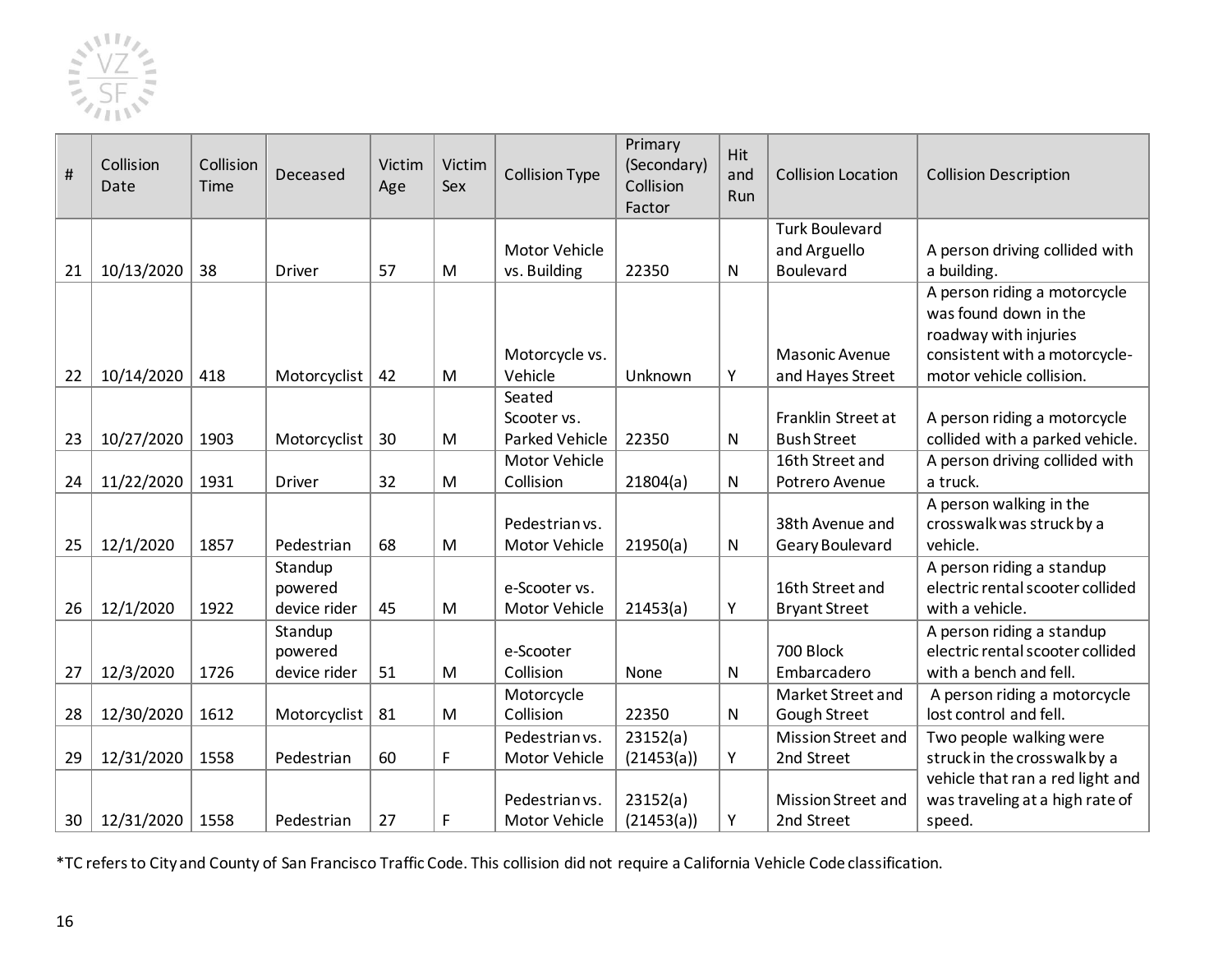| # | Collision Date | Collision Time | Deceased | Victim Age | Victim Sex | Collision Type | Primary (Secondary) Collision Factor | Hit and Run | Collision Location | Collision Description |
|---|---|---|---|---|---|---|---|---|---|---|
| 21 | 10/13/2020 | 38 | Driver | 57 | M | Motor Vehicle vs. Building | 22350 | N | Turk Boulevard and Arguello Boulevard | A person driving collided with a building. |
| 22 | 10/14/2020 | 418 | Motorcyclist | 42 | M | Motorcycle vs. Vehicle | Unknown | Y | Masonic Avenue and Hayes Street | A person riding a motorcycle was found down in the roadway with injuries consistent with a motorcycle-motor vehicle collision. |
| 23 | 10/27/2020 | 1903 | Motorcyclist | 30 | M | Seated Scooter vs. Parked Vehicle | 22350 | N | Franklin Street at Bush Street | A person riding a motorcycle collided with a parked vehicle. |
| 24 | 11/22/2020 | 1931 | Driver | 32 | M | Motor Vehicle Collision | 21804(a) | N | 16th Street and Potrero Avenue | A person driving collided with a truck. |
| 25 | 12/1/2020 | 1857 | Pedestrian | 68 | M | Pedestrian vs. Motor Vehicle | 21950(a) | N | 38th Avenue and Geary Boulevard | A person walking in the crosswalk was struck by a vehicle. |
| 26 | 12/1/2020 | 1922 | Standup powered device rider | 45 | M | e-Scooter vs. Motor Vehicle | 21453(a) | Y | 16th Street and Bryant Street | A person riding a standup electric rental scooter collided with a vehicle. |
| 27 | 12/3/2020 | 1726 | Standup powered device rider | 51 | M | e-Scooter Collision | None | N | 700 Block Embarcadero | A person riding a standup electric rental scooter collided with a bench and fell. |
| 28 | 12/30/2020 | 1612 | Motorcyclist | 81 | M | Motorcycle Collision | 22350 | N | Market Street and Gough Street | A person riding a motorcycle lost control and fell. |
| 29 | 12/31/2020 | 1558 | Pedestrian | 60 | F | Pedestrian vs. Motor Vehicle | 23152(a) (21453(a)) | Y | Mission Street and 2nd Street | Two people walking were struck in the crosswalk by a vehicle that ran a red light and was traveling at a high rate of speed. |
| 30 | 12/31/2020 | 1558 | Pedestrian | 27 | F | Pedestrian vs. Motor Vehicle | 23152(a) (21453(a)) | Y | Mission Street and 2nd Street | |

*TC refers to City and County of San Francisco Traffic Code. This collision did not require a California Vehicle Code classification.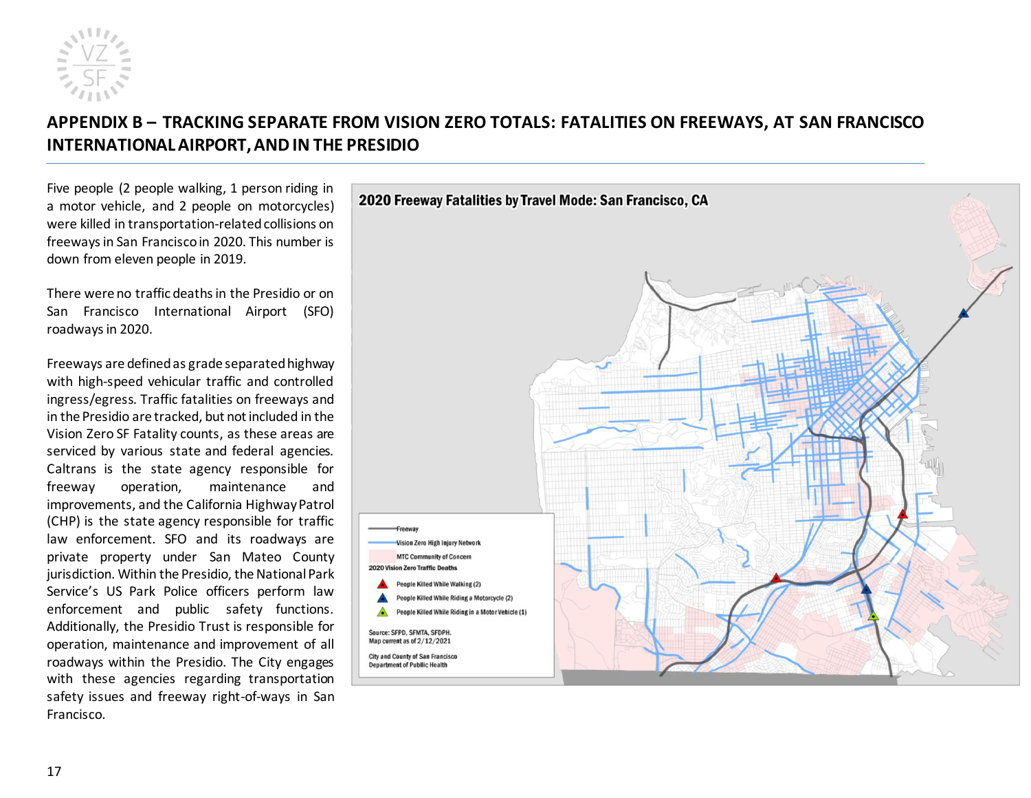## APPENDIX B – TRACKING SEPARATE FROM VISION ZERO TOTALS: FATALITIES ON FREEWAYS, AT SAN FRANCISCO INTERNATIONAL AIRPORT, AND IN THE PRESIDIO

Five people (2 people walking, 1 person riding in a motor vehicle, and 2 people on motorcycles) were killed in transportation-related collisions on freeways in San Francisco in 2020. This number is down from eleven people in 2019.

There were no traffic deaths in the Presidio or on San Francisco International Airport (SFO) roadways in 2020.

Freeways are defined as grade separated highway with high-speed vehicular traffic and controlled ingress/egress. Traffic fatalities on freeways and in the Presidio are tracked, but not included in the Vision Zero SF Fatality counts, as these areas are serviced by various state and federal agencies. Caltrans is the state agency responsible for freeway operation, maintenance and improvements, and the California Highway Patrol (CHP) is the state agency responsible for traffic law enforcement. SFO and its roadways are private property under San Mateo County jurisdiction. Within the Presidio, the National Park Service's US Park Police officers perform law enforcement and public safety functions. Additionally, the Presidio Trust is responsible for operation, maintenance and improvement of all roadways within the Presidio. The City engages with these agencies regarding transportation safety issues and freeway right-of-ways in San Francisco.

**2020 Freeway Fatalities by Travel Mode: San Francisco, CA**

- Freeway
- Vision Zero High Injury Network
- MTC Community of Concern

2020 Vision Zero Traffic Deaths

- People Killed While Walking (2)
- People Killed While Riding a Motorcycle (2)
- People Killed While Riding in a Motor Vehicle (1)

Source: SFPD, SFMTA, SFDPH.
Map current as of 2/12/2021

City and County of San Francisco
Department of Public Health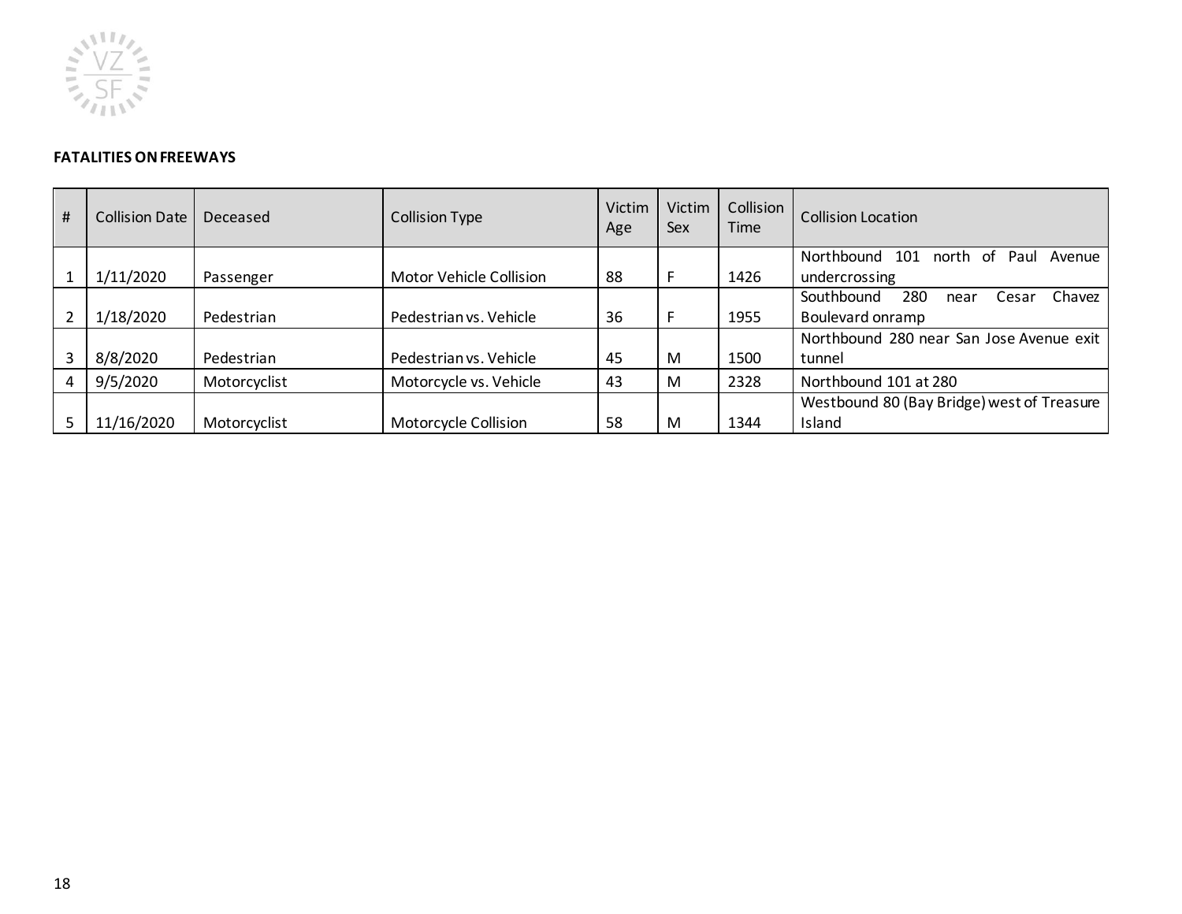**FATALITIES ON FREEWAYS**

| # | Collision Date | Deceased | Collision Type | Victim Age | Victim Sex | Collision Time | Collision Location |
|---|---|---|---|---|---|---|---|
| 1 | 1/11/2020 | Passenger | Motor Vehicle Collision | 88 | F | 1426 | Northbound 101 north of Paul Avenue undercrossing |
| 2 | 1/18/2020 | Pedestrian | Pedestrian vs. Vehicle | 36 | F | 1955 | Southbound 280 near Cesar Chavez Boulevard onramp |
| 3 | 8/8/2020 | Pedestrian | Pedestrian vs. Vehicle | 45 | M | 1500 | Northbound 280 near San Jose Avenue exit tunnel |
| 4 | 9/5/2020 | Motorcyclist | Motorcycle vs. Vehicle | 43 | M | 2328 | Northbound 101 at 280 |
| 5 | 11/16/2020 | Motorcyclist | Motorcycle Collision | 58 | M | 1344 | Westbound 80 (Bay Bridge) west of Treasure Island |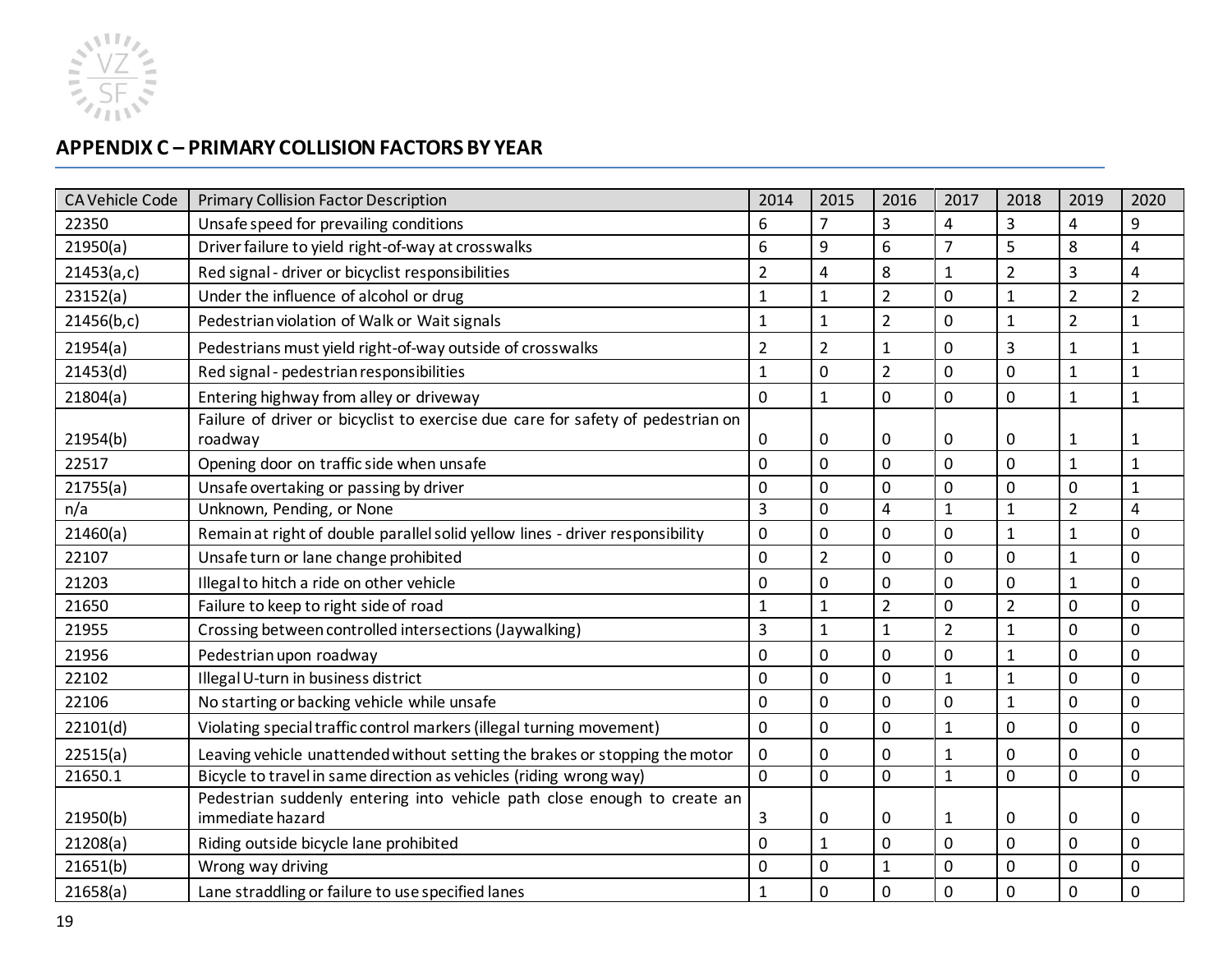## APPENDIX C – PRIMARY COLLISION FACTORS BY YEAR

| CA Vehicle Code | Primary Collision Factor Description | 2014 | 2015 | 2016 | 2017 | 2018 | 2019 | 2020 |
|---|---|---|---|---|---|---|---|---|
| 22350 | Unsafe speed for prevailing conditions | 6 | 7 | 3 | 4 | 3 | 4 | 9 |
| 21950(a) | Driver failure to yield right-of-way at crosswalks | 6 | 9 | 6 | 7 | 5 | 8 | 4 |
| 21453(a,c) | Red signal - driver or bicyclist responsibilities | 2 | 4 | 8 | 1 | 2 | 3 | 4 |
| 23152(a) | Under the influence of alcohol or drug | 1 | 1 | 2 | 0 | 1 | 2 | 2 |
| 21456(b,c) | Pedestrian violation of Walk or Wait signals | 1 | 1 | 2 | 0 | 1 | 2 | 1 |
| 21954(a) | Pedestrians must yield right-of-way outside of crosswalks | 2 | 2 | 1 | 0 | 3 | 1 | 1 |
| 21453(d) | Red signal - pedestrian responsibilities | 1 | 0 | 2 | 0 | 0 | 1 | 1 |
| 21804(a) | Entering highway from alley or driveway | 0 | 1 | 0 | 0 | 0 | 1 | 1 |
| 21954(b) | Failure of driver or bicyclist to exercise due care for safety of pedestrian on roadway | 0 | 0 | 0 | 0 | 0 | 1 | 1 |
| 22517 | Opening door on traffic side when unsafe | 0 | 0 | 0 | 0 | 0 | 1 | 1 |
| 21755(a) | Unsafe overtaking or passing by driver | 0 | 0 | 0 | 0 | 0 | 0 | 1 |
| n/a | Unknown, Pending, or None | 3 | 0 | 4 | 1 | 1 | 2 | 4 |
| 21460(a) | Remain at right of double parallel solid yellow lines - driver responsibility | 0 | 0 | 0 | 0 | 1 | 1 | 0 |
| 22107 | Unsafe turn or lane change prohibited | 0 | 2 | 0 | 0 | 0 | 1 | 0 |
| 21203 | Illegal to hitch a ride on other vehicle | 0 | 0 | 0 | 0 | 0 | 1 | 0 |
| 21650 | Failure to keep to right side of road | 1 | 1 | 2 | 0 | 2 | 0 | 0 |
| 21955 | Crossing between controlled intersections (Jaywalking) | 3 | 1 | 1 | 2 | 1 | 0 | 0 |
| 21956 | Pedestrian upon roadway | 0 | 0 | 0 | 0 | 1 | 0 | 0 |
| 22102 | Illegal U-turn in business district | 0 | 0 | 0 | 1 | 1 | 0 | 0 |
| 22106 | No starting or backing vehicle while unsafe | 0 | 0 | 0 | 0 | 1 | 0 | 0 |
| 22101(d) | Violating special traffic control markers (illegal turning movement) | 0 | 0 | 0 | 1 | 0 | 0 | 0 |
| 22515(a) | Leaving vehicle unattended without setting the brakes or stopping the motor | 0 | 0 | 0 | 1 | 0 | 0 | 0 |
| 21650.1 | Bicycle to travel in same direction as vehicles (riding wrong way) | 0 | 0 | 0 | 1 | 0 | 0 | 0 |
| 21950(b) | Pedestrian suddenly entering into vehicle path close enough to create an immediate hazard | 3 | 0 | 0 | 1 | 0 | 0 | 0 |
| 21208(a) | Riding outside bicycle lane prohibited | 0 | 1 | 0 | 0 | 0 | 0 | 0 |
| 21651(b) | Wrong way driving | 0 | 0 | 1 | 0 | 0 | 0 | 0 |
| 21658(a) | Lane straddling or failure to use specified lanes | 1 | 0 | 0 | 0 | 0 | 0 | 0 |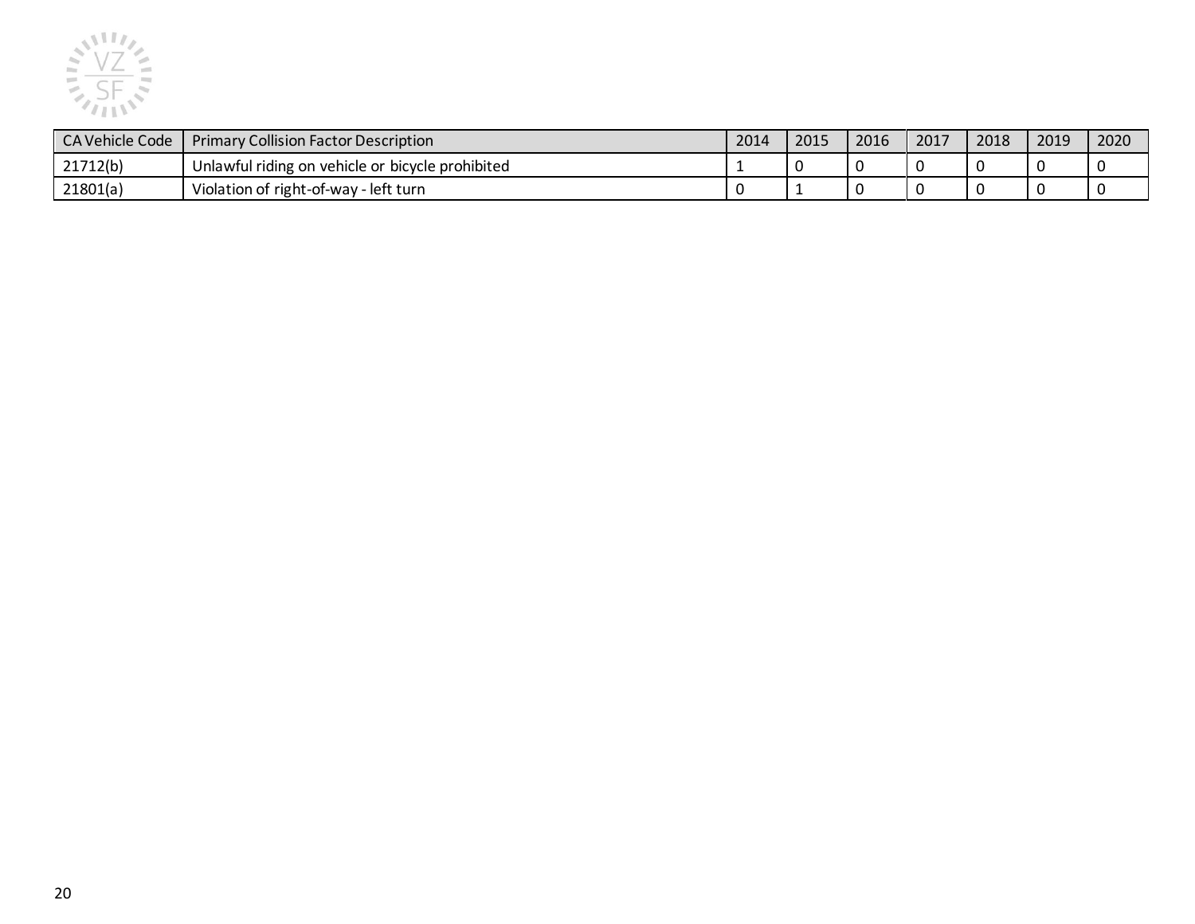| CA Vehicle Code | Primary Collision Factor Description | 2014 | 2015 | 2016 | 2017 | 2018 | 2019 | 2020 |
|---|---|---|---|---|---|---|---|---|
| 21712(b) | Unlawful riding on vehicle or bicycle prohibited | 1 | 0 | 0 | 0 | 0 | 0 | 0 |
| 21801(a) | Violation of right-of-way - left turn | 0 | 1 | 0 | 0 | 0 | 0 | 0 |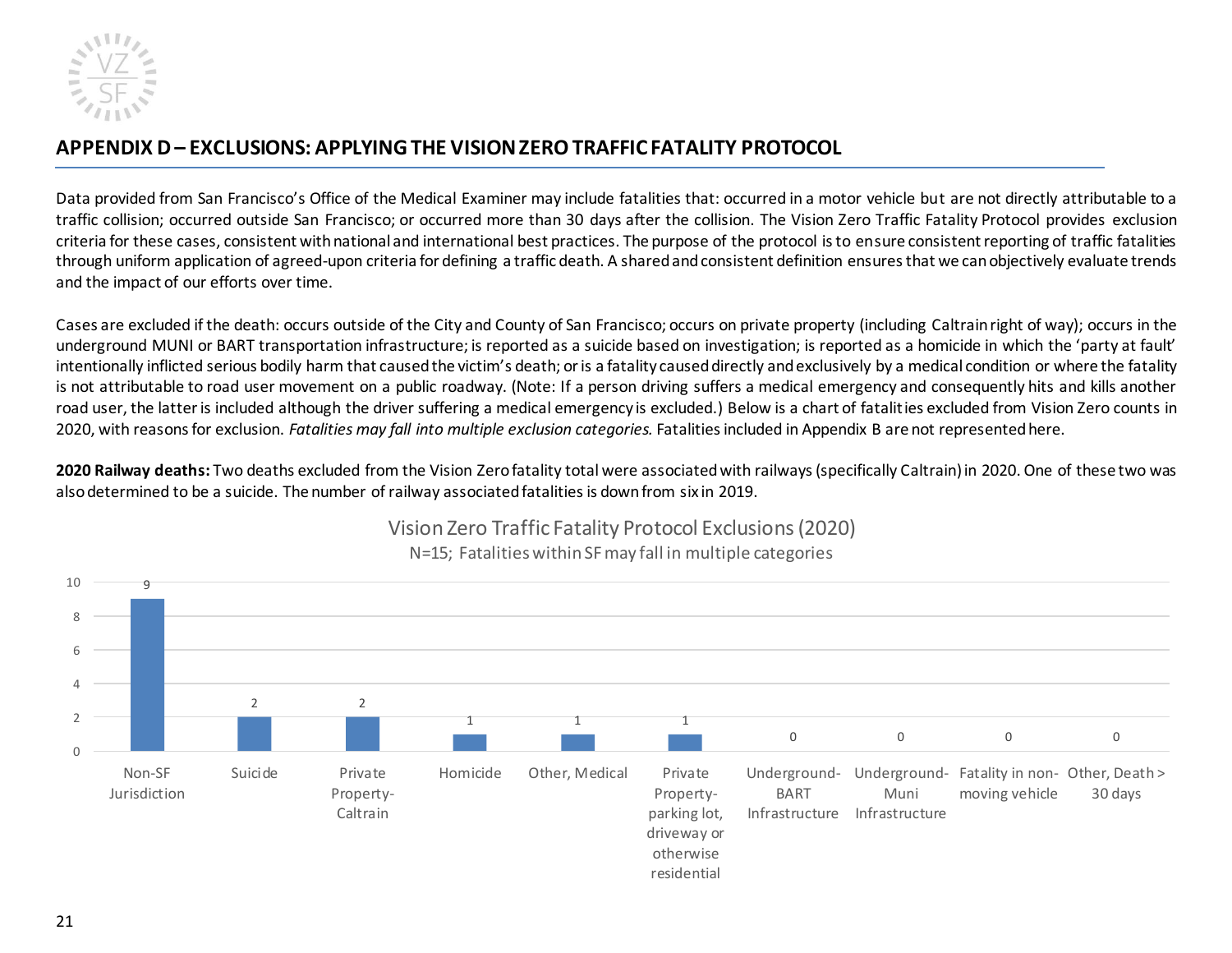## APPENDIX D – EXCLUSIONS: APPLYING THE VISION ZERO TRAFFIC FATALITY PROTOCOL

Data provided from San Francisco's Office of the Medical Examiner may include fatalities that: occurred in a motor vehicle but are not directly attributable to a traffic collision; occurred outside San Francisco; or occurred more than 30 days after the collision. The Vision Zero Traffic Fatality Protocol provides exclusion criteria for these cases, consistent with national and international best practices. The purpose of the protocol is to ensure consistent reporting of traffic fatalities through uniform application of agreed-upon criteria for defining a traffic death. A shared and consistent definition ensures that we can objectively evaluate trends and the impact of our efforts over time.

Cases are excluded if the death: occurs outside of the City and County of San Francisco; occurs on private property (including Caltrain right of way); occurs in the underground MUNI or BART transportation infrastructure; is reported as a suicide based on investigation; is reported as a homicide in which the 'party at fault' intentionally inflicted serious bodily harm that caused the victim's death; or is a fatality caused directly and exclusively by a medical condition or where the fatality is not attributable to road user movement on a public roadway. (Note: If a person driving suffers a medical emergency and consequently hits and kills another road user, the latter is included although the driver suffering a medical emergency is excluded.) Below is a chart of fatalities excluded from Vision Zero counts in 2020, with reasons for exclusion. *Fatalities may fall into multiple exclusion categories.* Fatalities included in Appendix B are not represented here.

**2020 Railway deaths:** Two deaths excluded from the Vision Zero fatality total were associated with railways (specifically Caltrain) in 2020. One of these two was also determined to be a suicide. The number of railway associated fatalities is down from six in 2019.

Vision Zero Traffic Fatality Protocol Exclusions (2020)

N=15; Fatalities within SF may fall in multiple categories

0
2
4
6
8
10

9 — Non-SF Jurisdiction
2 — Suicide
2 — Private Property-Caltrain
1 — Homicide
1 — Other, Medical
1 — Private Property-parking lot, driveway or otherwise residential
0 — Underground-BART Infrastructure
0 — Underground-Muni Infrastructure
0 — Fatality in non-moving vehicle
0 — Other, Death > 30 days